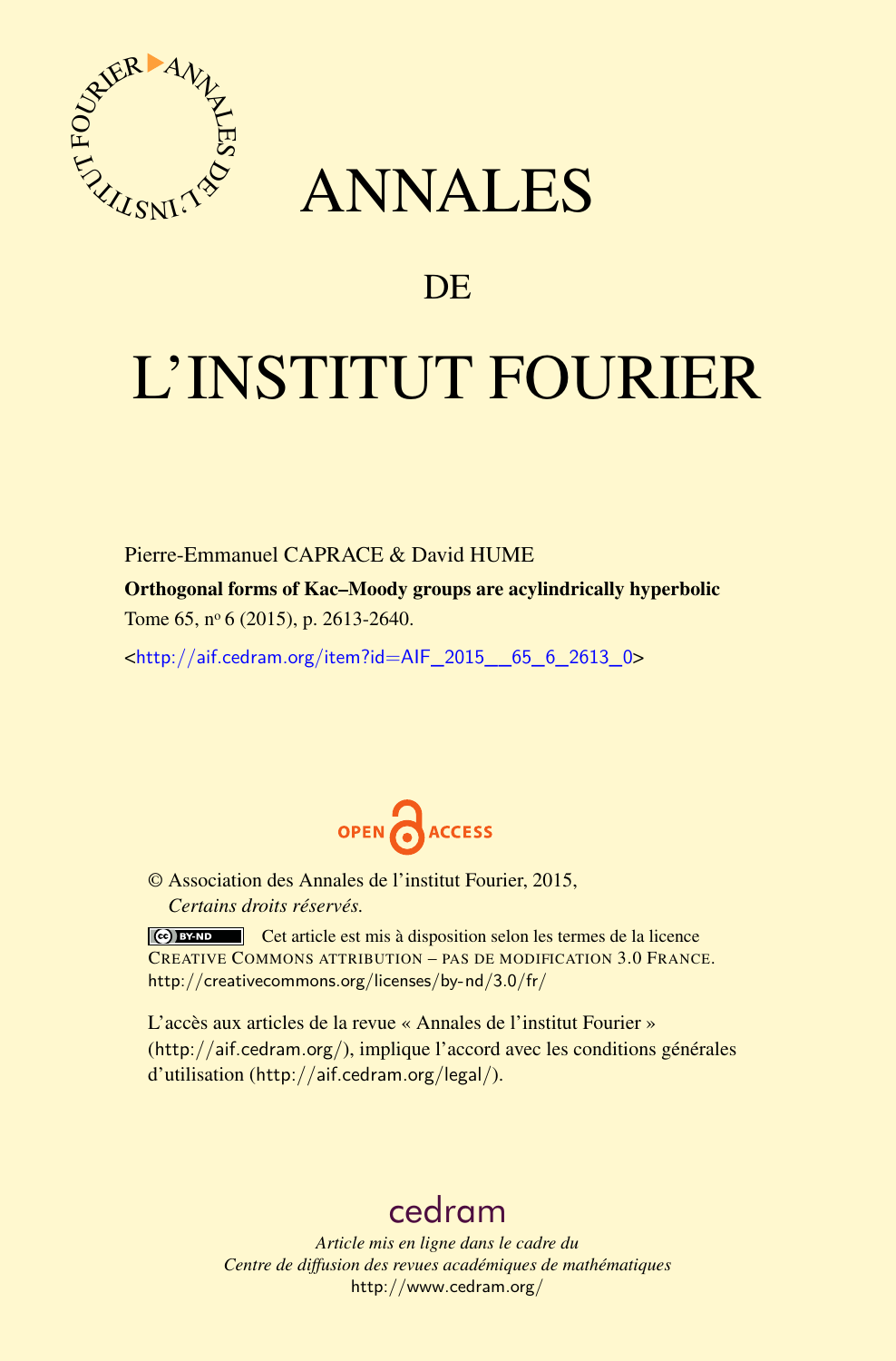# ANNALES

## DE

# L'INSTITUT FOURIER

Pierre-Emmanuel CAPRACE & David HUME

**Orthogonal forms of Kac–Moody groups are acylindrically hyperbolic**

Tome 65, nº 6 (2015), p. 2613-2640.

<http://aif.cedram.org/item?id=AIF_2015__65_6_2613_0>

OPEN ACCESS

© Association des Annales de l'institut Fourier, 2015,
*Certains droits réservés.*

Cet article est mis à disposition selon les termes de la licence
CREATIVE COMMONS ATTRIBUTION – PAS DE MODIFICATION 3.0 FRANCE.
http://creativecommons.org/licenses/by-nd/3.0/fr/

L'accès aux articles de la revue « Annales de l'institut Fourier »
(http://aif.cedram.org/), implique l'accord avec les conditions générales
d'utilisation (http://aif.cedram.org/legal/).

cedram

*Article mis en ligne dans le cadre du*
*Centre de diffusion des revues académiques de mathématiques*
http://www.cedram.org/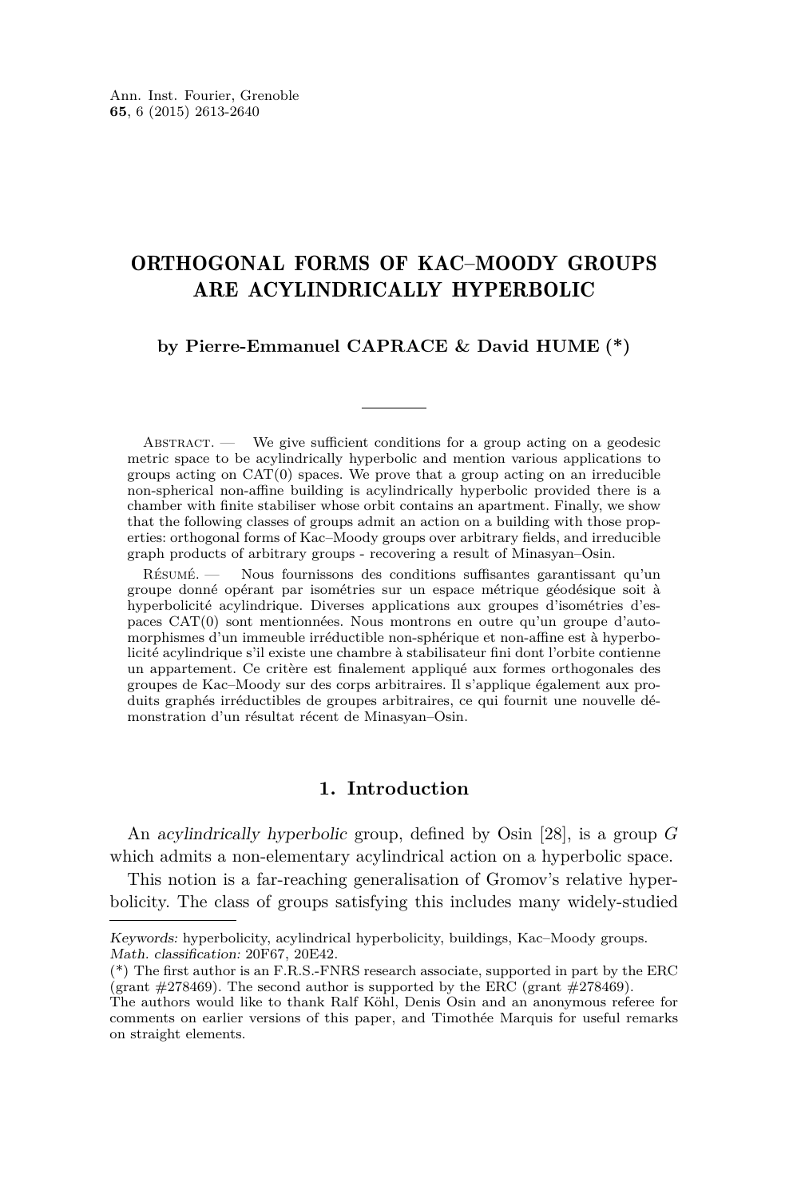# ORTHOGONAL FORMS OF KAC–MOODY GROUPS ARE ACYLINDRICALLY HYPERBOLIC

**by Pierre-Emmanuel CAPRACE & David HUME (\*)**

Abstract. — We give sufficient conditions for a group acting on a geodesic metric space to be acylindrically hyperbolic and mention various applications to groups acting on CAT(0) spaces. We prove that a group acting on an irreducible non-spherical non-affine building is acylindrically hyperbolic provided there is a chamber with finite stabiliser whose orbit contains an apartment. Finally, we show that the following classes of groups admit an action on a building with those properties: orthogonal forms of Kac–Moody groups over arbitrary fields, and irreducible graph products of arbitrary groups - recovering a result of Minasyan–Osin.

Résumé. — Nous fournissons des conditions suffisantes garantissant qu'un groupe donné opérant par isométries sur un espace métrique géodésique soit à hyperbolicité acylindrique. Diverses applications aux groupes d'isométries d'espaces CAT(0) sont mentionnées. Nous montrons en outre qu'un groupe d'automorphismes d'un immeuble irréductible non-sphérique et non-affine est à hyperbolicité acylindrique s'il existe une chambre à stabilisateur fini dont l'orbite contienne un appartement. Ce critère est finalement appliqué aux formes orthogonales des groupes de Kac–Moody sur des corps arbitraires. Il s'applique également aux produits graphés irréductibles de groupes arbitraires, ce qui fournit une nouvelle démonstration d'un résultat récent de Minasyan–Osin.

## 1. Introduction

An *acylindrically hyperbolic* group, defined by Osin [28], is a group $G$ which admits a non-elementary acylindrical action on a hyperbolic space.

This notion is a far-reaching generalisation of Gromov's relative hyperbolicity. The class of groups satisfying this includes many widely-studied

---

*Keywords:* hyperbolicity, acylindrical hyperbolicity, buildings, Kac–Moody groups.
*Math. classification:* 20F67, 20E42.
(\*) The first author is an F.R.S.-FNRS research associate, supported in part by the ERC (grant #278469). The second author is supported by the ERC (grant #278469).
The authors would like to thank Ralf Köhl, Denis Osin and an anonymous referee for comments on earlier versions of this paper, and Timothée Marquis for useful remarks on straight elements.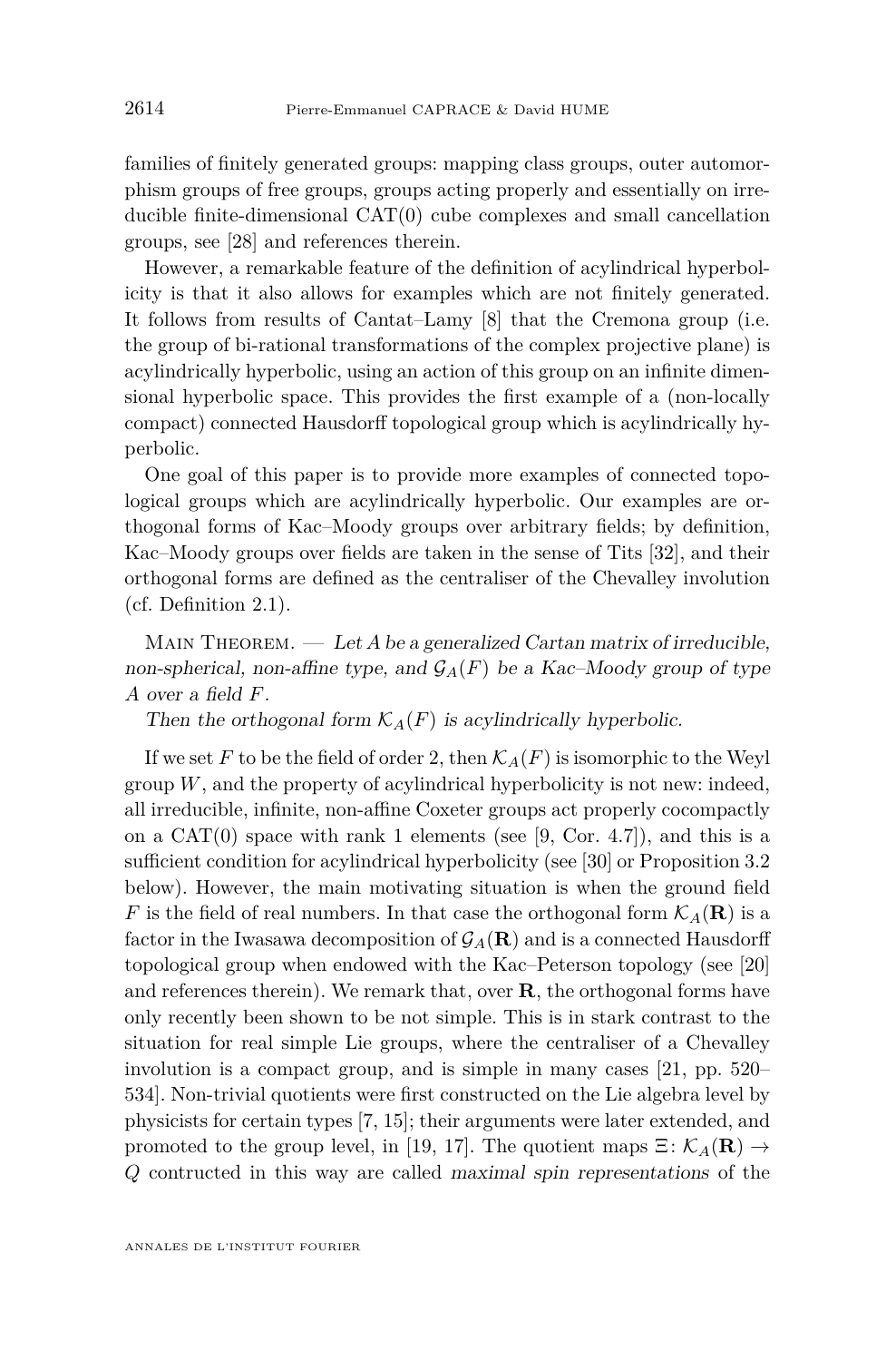families of finitely generated groups: mapping class groups, outer automorphism groups of free groups, groups acting properly and essentially on irreducible finite-dimensional CAT(0) cube complexes and small cancellation groups, see [28] and references therein.

However, a remarkable feature of the definition of acylindrical hyperbolicity is that it also allows for examples which are not finitely generated. It follows from results of Cantat–Lamy [8] that the Cremona group (i.e. the group of bi-rational transformations of the complex projective plane) is acylindrically hyperbolic, using an action of this group on an infinite dimensional hyperbolic space. This provides the first example of a (non-locally compact) connected Hausdorff topological group which is acylindrically hyperbolic.

One goal of this paper is to provide more examples of connected topological groups which are acylindrically hyperbolic. Our examples are orthogonal forms of Kac–Moody groups over arbitrary fields; by definition, Kac–Moody groups over fields are taken in the sense of Tits [32], and their orthogonal forms are defined as the centraliser of the Chevalley involution (cf. Definition 2.1).

Main Theorem. — *Let $A$ be a generalized Cartan matrix of irreducible, non-spherical, non-affine type, and $\mathcal{G}_A(F)$ be a Kac–Moody group of type $A$ over a field $F$.*

*Then the orthogonal form $\mathcal{K}_A(F)$ is acylindrically hyperbolic.*

If we set $F$ to be the field of order 2, then $\mathcal{K}_A(F)$ is isomorphic to the Weyl group $W$, and the property of acylindrical hyperbolicity is not new: indeed, all irreducible, infinite, non-affine Coxeter groups act properly cocompactly on a CAT(0) space with rank 1 elements (see [9, Cor. 4.7]), and this is a sufficient condition for acylindrical hyperbolicity (see [30] or Proposition 3.2 below). However, the main motivating situation is when the ground field $F$ is the field of real numbers. In that case the orthogonal form $\mathcal{K}_A(\mathbf{R})$ is a factor in the Iwasawa decomposition of $\mathcal{G}_A(\mathbf{R})$ and is a connected Hausdorff topological group when endowed with the Kac–Peterson topology (see [20] and references therein). We remark that, over $\mathbf{R}$, the orthogonal forms have only recently been shown to be not simple. This is in stark contrast to the situation for real simple Lie groups, where the centraliser of a Chevalley involution is a compact group, and is simple in many cases [21, pp. 520–534]. Non-trivial quotients were first constructed on the Lie algebra level by physicists for certain types [7, 15]; their arguments were later extended, and promoted to the group level, in [19, 17]. The quotient maps $\Xi\colon \mathcal{K}_A(\mathbf{R}) \to Q$ contructed in this way are called *maximal spin representations* of the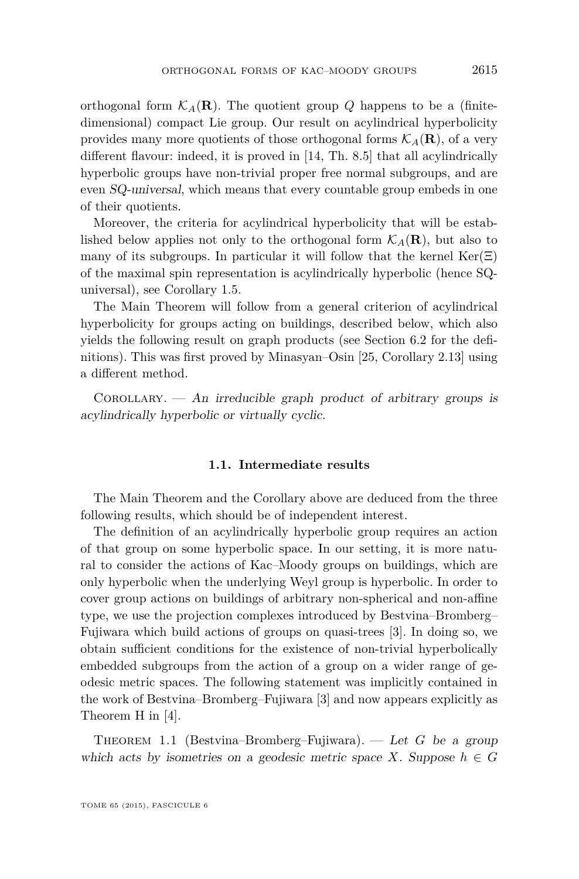orthogonal form $\mathcal{K}_A(\mathbf{R})$. The quotient group $Q$ happens to be a (finite-dimensional) compact Lie group. Our result on acylindrical hyperbolicity provides many more quotients of those orthogonal forms $\mathcal{K}_A(\mathbf{R})$, of a very different flavour: indeed, it is proved in [14, Th. 8.5] that all acylindrically hyperbolic groups have non-trivial proper free normal subgroups, and are even *SQ-universal*, which means that every countable group embeds in one of their quotients.

Moreover, the criteria for acylindrical hyperbolicity that will be established below applies not only to the orthogonal form $\mathcal{K}_A(\mathbf{R})$, but also to many of its subgroups. In particular it will follow that the kernel $\mathrm{Ker}(\Xi)$ of the maximal spin representation is acylindrically hyperbolic (hence SQ-universal), see Corollary 1.5.

The Main Theorem will follow from a general criterion of acylindrical hyperbolicity for groups acting on buildings, described below, which also yields the following result on graph products (see Section 6.2 for the definitions). This was first proved by Minasyan–Osin [25, Corollary 2.13] using a different method.

Corollary. — *An irreducible graph product of arbitrary groups is acylindrically hyperbolic or virtually cyclic.*

### 1.1. Intermediate results

The Main Theorem and the Corollary above are deduced from the three following results, which should be of independent interest.

The definition of an acylindrically hyperbolic group requires an action of that group on some hyperbolic space. In our setting, it is more natural to consider the actions of Kac–Moody groups on buildings, which are only hyperbolic when the underlying Weyl group is hyperbolic. In order to cover group actions on buildings of arbitrary non-spherical and non-affine type, we use the projection complexes introduced by Bestvina–Bromberg–Fujiwara which build actions of groups on quasi-trees [3]. In doing so, we obtain sufficient conditions for the existence of non-trivial hyperbolically embedded subgroups from the action of a group on a wider range of geodesic metric spaces. The following statement was implicitly contained in the work of Bestvina–Bromberg–Fujiwara [3] and now appears explicitly as Theorem H in [4].

Theorem 1.1 (Bestvina–Bromberg–Fujiwara). — *Let $G$ be a group which acts by isometries on a geodesic metric space $X$. Suppose $h \in G$*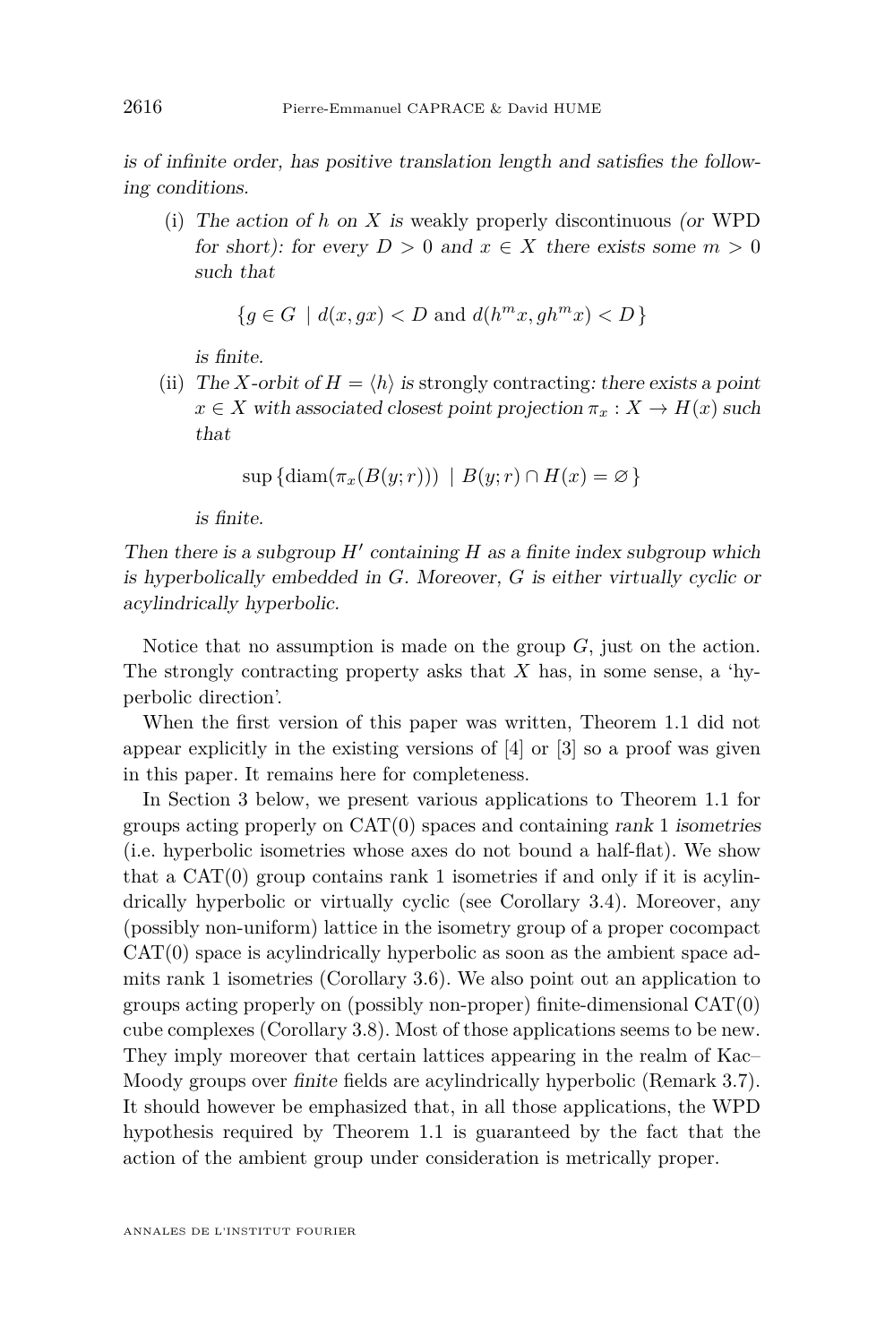*is of infinite order, has positive translation length and satisfies the following conditions.*

(i) *The action of $h$ on $X$ is* weakly properly discontinuous *(or* WPD *for short): for every $D > 0$ and $x \in X$ there exists some $m > 0$ such that*

$$\{g \in G \mid d(x, gx) < D \text{ and } d(h^m x, gh^m x) < D\}$$

*is finite.*

(ii) *The $X$-orbit of $H = \langle h \rangle$ is* strongly contracting*: there exists a point $x \in X$ with associated closest point projection $\pi_x : X \to H(x)$ such that*

$$\sup\{\operatorname{diam}(\pi_x(B(y;r))) \mid B(y;r) \cap H(x) = \varnothing\}$$

*is finite.*

*Then there is a subgroup $H'$ containing $H$ as a finite index subgroup which is hyperbolically embedded in $G$. Moreover, $G$ is either virtually cyclic or acylindrically hyperbolic.*

Notice that no assumption is made on the group $G$, just on the action. The strongly contracting property asks that $X$ has, in some sense, a 'hyperbolic direction'.

When the first version of this paper was written, Theorem 1.1 did not appear explicitly in the existing versions of [4] or [3] so a proof was given in this paper. It remains here for completeness.

In Section 3 below, we present various applications to Theorem 1.1 for groups acting properly on CAT(0) spaces and containing *rank 1 isometries* (i.e. hyperbolic isometries whose axes do not bound a half-flat). We show that a CAT(0) group contains rank 1 isometries if and only if it is acylindrically hyperbolic or virtually cyclic (see Corollary 3.4). Moreover, any (possibly non-uniform) lattice in the isometry group of a proper cocompact CAT(0) space is acylindrically hyperbolic as soon as the ambient space admits rank 1 isometries (Corollary 3.6). We also point out an application to groups acting properly on (possibly non-proper) finite-dimensional CAT(0) cube complexes (Corollary 3.8). Most of those applications seems to be new. They imply moreover that certain lattices appearing in the realm of Kac–Moody groups over *finite* fields are acylindrically hyperbolic (Remark 3.7). It should however be emphasized that, in all those applications, the WPD hypothesis required by Theorem 1.1 is guaranteed by the fact that the action of the ambient group under consideration is metrically proper.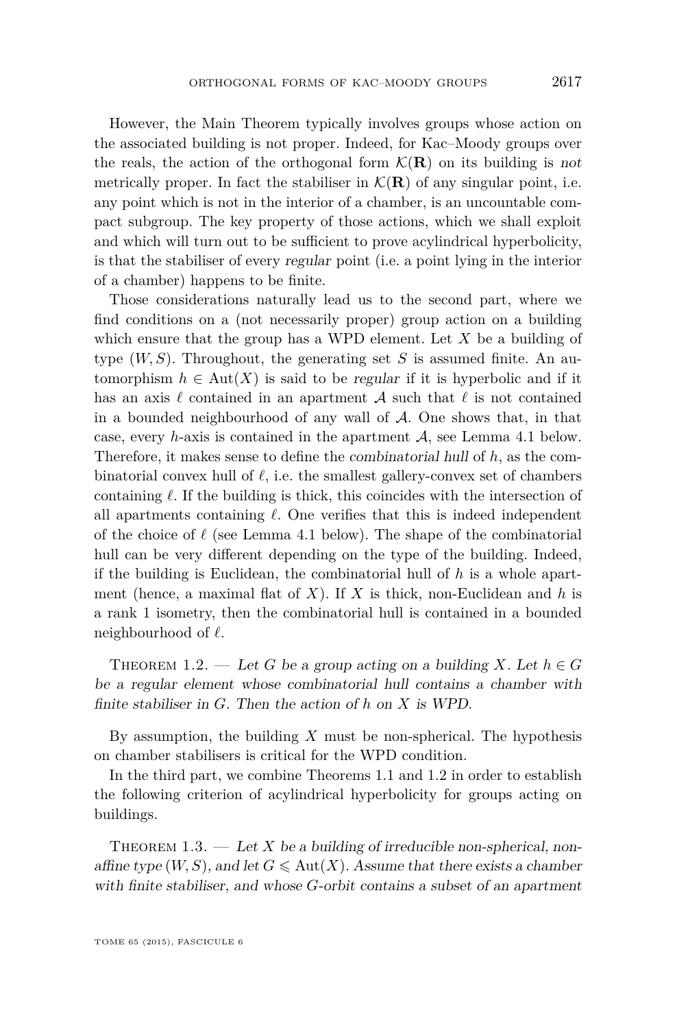However, the Main Theorem typically involves groups whose action on the associated building is not proper. Indeed, for Kac–Moody groups over the reals, the action of the orthogonal form $\mathcal{K}(\mathbf{R})$ on its building is *not* metrically proper. In fact the stabiliser in $\mathcal{K}(\mathbf{R})$ of any singular point, i.e. any point which is not in the interior of a chamber, is an uncountable compact subgroup. The key property of those actions, which we shall exploit and which will turn out to be sufficient to prove acylindrical hyperbolicity, is that the stabiliser of every *regular* point (i.e. a point lying in the interior of a chamber) happens to be finite.

Those considerations naturally lead us to the second part, where we find conditions on a (not necessarily proper) group action on a building which ensure that the group has a WPD element. Let $X$ be a building of type $(W, S)$. Throughout, the generating set $S$ is assumed finite. An automorphism $h \in \mathrm{Aut}(X)$ is said to be *regular* if it is hyperbolic and if it has an axis $\ell$ contained in an apartment $\mathcal{A}$ such that $\ell$ is not contained in a bounded neighbourhood of any wall of $\mathcal{A}$. One shows that, in that case, every $h$-axis is contained in the apartment $\mathcal{A}$, see Lemma 4.1 below. Therefore, it makes sense to define the *combinatorial hull* of $h$, as the combinatorial convex hull of $\ell$, i.e. the smallest gallery-convex set of chambers containing $\ell$. If the building is thick, this coincides with the intersection of all apartments containing $\ell$. One verifies that this is indeed independent of the choice of $\ell$ (see Lemma 4.1 below). The shape of the combinatorial hull can be very different depending on the type of the building. Indeed, if the building is Euclidean, the combinatorial hull of $h$ is a whole apartment (hence, a maximal flat of $X$). If $X$ is thick, non-Euclidean and $h$ is a rank 1 isometry, then the combinatorial hull is contained in a bounded neighbourhood of $\ell$.

Theorem 1.2. — *Let $G$ be a group acting on a building $X$. Let $h \in G$ be a regular element whose combinatorial hull contains a chamber with finite stabiliser in $G$. Then the action of $h$ on $X$ is WPD.*

By assumption, the building $X$ must be non-spherical. The hypothesis on chamber stabilisers is critical for the WPD condition.

In the third part, we combine Theorems 1.1 and 1.2 in order to establish the following criterion of acylindrical hyperbolicity for groups acting on buildings.

Theorem 1.3. — *Let $X$ be a building of irreducible non-spherical, non-affine type $(W, S)$, and let $G \leqslant \mathrm{Aut}(X)$. Assume that there exists a chamber with finite stabiliser, and whose $G$-orbit contains a subset of an apartment*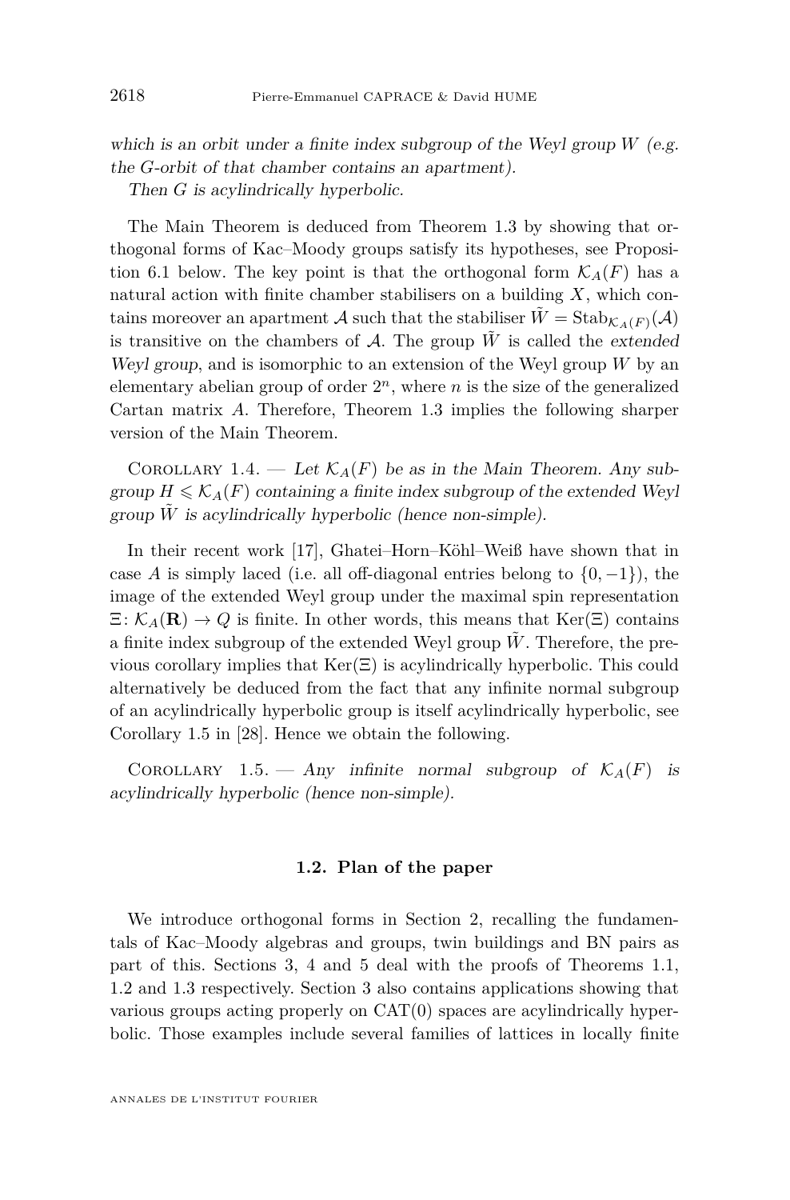*which is an orbit under a finite index subgroup of the Weyl group $W$ (e.g. the $G$-orbit of that chamber contains an apartment).*

*Then $G$ is acylindrically hyperbolic.*

The Main Theorem is deduced from Theorem 1.3 by showing that orthogonal forms of Kac–Moody groups satisfy its hypotheses, see Proposition 6.1 below. The key point is that the orthogonal form $\mathcal{K}_A(F)$ has a natural action with finite chamber stabilisers on a building $X$, which contains moreover an apartment $\mathcal{A}$ such that the stabiliser $\tilde{W} = \mathrm{Stab}_{\mathcal{K}_A(F)}(\mathcal{A})$ is transitive on the chambers of $\mathcal{A}$. The group $\tilde{W}$ is called the *extended Weyl group*, and is isomorphic to an extension of the Weyl group $W$ by an elementary abelian group of order $2^n$, where $n$ is the size of the generalized Cartan matrix $A$. Therefore, Theorem 1.3 implies the following sharper version of the Main Theorem.

Corollary 1.4. — *Let $\mathcal{K}_A(F)$ be as in the Main Theorem. Any subgroup $H \leqslant \mathcal{K}_A(F)$ containing a finite index subgroup of the extended Weyl group $\tilde{W}$ is acylindrically hyperbolic (hence non-simple).*

In their recent work [17], Ghatei–Horn–Köhl–Weiß have shown that in case $A$ is simply laced (i.e. all off-diagonal entries belong to $\{0, -1\}$), the image of the extended Weyl group under the maximal spin representation $\Xi \colon \mathcal{K}_A(\mathbf{R}) \to Q$ is finite. In other words, this means that $\mathrm{Ker}(\Xi)$ contains a finite index subgroup of the extended Weyl group $\tilde{W}$. Therefore, the previous corollary implies that $\mathrm{Ker}(\Xi)$ is acylindrically hyperbolic. This could alternatively be deduced from the fact that any infinite normal subgroup of an acylindrically hyperbolic group is itself acylindrically hyperbolic, see Corollary 1.5 in [28]. Hence we obtain the following.

Corollary 1.5. — *Any infinite normal subgroup of $\mathcal{K}_A(F)$ is acylindrically hyperbolic (hence non-simple).*

### 1.2. Plan of the paper

We introduce orthogonal forms in Section 2, recalling the fundamentals of Kac–Moody algebras and groups, twin buildings and BN pairs as part of this. Sections 3, 4 and 5 deal with the proofs of Theorems 1.1, 1.2 and 1.3 respectively. Section 3 also contains applications showing that various groups acting properly on CAT(0) spaces are acylindrically hyperbolic. Those examples include several families of lattices in locally finite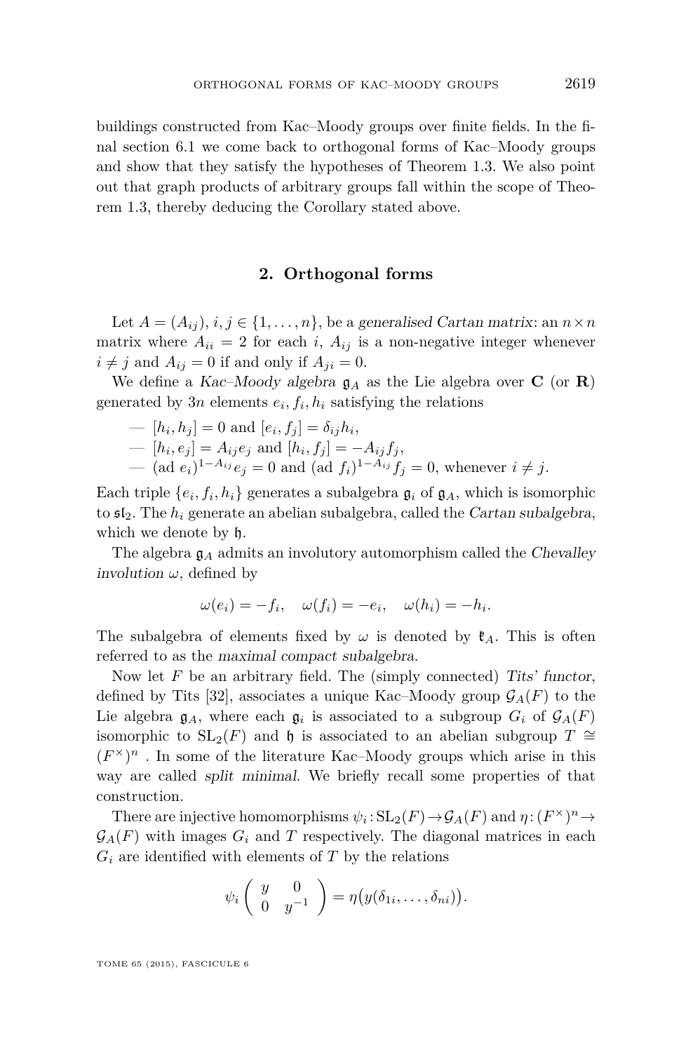buildings constructed from Kac–Moody groups over finite fields. In the final section 6.1 we come back to orthogonal forms of Kac–Moody groups and show that they satisfy the hypotheses of Theorem 1.3. We also point out that graph products of arbitrary groups fall within the scope of Theorem 1.3, thereby deducing the Corollary stated above.

## 2. Orthogonal forms

Let $A = (A_{ij})$, $i, j \in \{1, \dots, n\}$, be a *generalised Cartan matrix*: an $n \times n$ matrix where $A_{ii} = 2$ for each $i$, $A_{ij}$ is a non-negative integer whenever $i \neq j$ and $A_{ij} = 0$ if and only if $A_{ji} = 0$.

We define a *Kac–Moody algebra* $\mathfrak{g}_A$ as the Lie algebra over $\mathbf{C}$ (or $\mathbf{R}$) generated by $3n$ elements $e_i, f_i, h_i$ satisfying the relations

- $[h_i, h_j] = 0$ and $[e_i, f_j] = \delta_{ij} h_i$,
- $[h_i, e_j] = A_{ij} e_j$ and $[h_i, f_j] = -A_{ij} f_j$,
- $(\mathrm{ad}\ e_i)^{1-A_{ij}} e_j = 0$ and $(\mathrm{ad}\ f_i)^{1-A_{ij}} f_j = 0$, whenever $i \neq j$.

Each triple $\{e_i, f_i, h_i\}$ generates a subalgebra $\mathfrak{g}_i$ of $\mathfrak{g}_A$, which is isomorphic to $\mathfrak{sl}_2$. The $h_i$ generate an abelian subalgebra, called the *Cartan subalgebra*, which we denote by $\mathfrak{h}$.

The algebra $\mathfrak{g}_A$ admits an involutory automorphism called the *Chevalley involution* $\omega$, defined by

$$\omega(e_i) = -f_i, \quad \omega(f_i) = -e_i, \quad \omega(h_i) = -h_i.$$

The subalgebra of elements fixed by $\omega$ is denoted by $\mathfrak{k}_A$. This is often referred to as the *maximal compact subalgebra*.

Now let $F$ be an arbitrary field. The (simply connected) *Tits' functor*, defined by Tits [32], associates a unique Kac–Moody group $\mathcal{G}_A(F)$ to the Lie algebra $\mathfrak{g}_A$, where each $\mathfrak{g}_i$ is associated to a subgroup $G_i$ of $\mathcal{G}_A(F)$ isomorphic to $\mathrm{SL}_2(F)$ and $\mathfrak{h}$ is associated to an abelian subgroup $T \cong (F^\times)^n$ . In some of the literature Kac–Moody groups which arise in this way are called *split minimal*. We briefly recall some properties of that construction.

There are injective homomorphisms $\psi_i : \mathrm{SL}_2(F) \to \mathcal{G}_A(F)$ and $\eta : (F^\times)^n \to \mathcal{G}_A(F)$ with images $G_i$ and $T$ respectively. The diagonal matrices in each $G_i$ are identified with elements of $T$ by the relations

$$\psi_i \begin{pmatrix} y & 0 \\ 0 & y^{-1} \end{pmatrix} = \eta\big(y(\delta_{1i}, \dots, \delta_{ni})\big).$$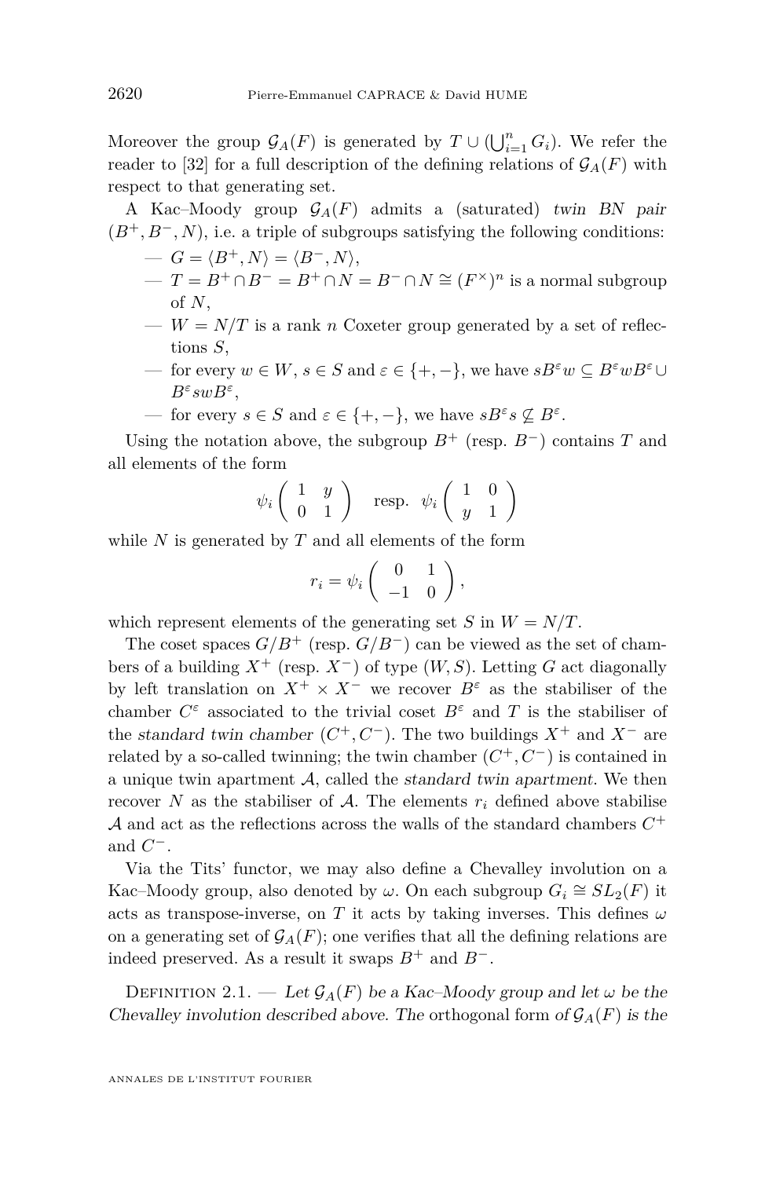Moreover the group $\mathcal{G}_A(F)$ is generated by $T \cup (\bigcup_{i=1}^n G_i)$. We refer the reader to [32] for a full description of the defining relations of $\mathcal{G}_A(F)$ with respect to that generating set.

A Kac–Moody group $\mathcal{G}_A(F)$ admits a (saturated) *twin BN pair* $(B^+, B^-, N)$, i.e. a triple of subgroups satisfying the following conditions:

- $G = \langle B^+, N\rangle = \langle B^-, N\rangle$,
- $T = B^+ \cap B^- = B^+ \cap N = B^- \cap N \cong (F^\times)^n$ is a normal subgroup of $N$,
- $W = N/T$ is a rank $n$ Coxeter group generated by a set of reflections $S$,
- for every $w \in W$, $s \in S$ and $\varepsilon \in \{+,-\}$, we have $sB^\varepsilon w \subseteq B^\varepsilon w B^\varepsilon \cup B^\varepsilon sw B^\varepsilon$,
- for every $s \in S$ and $\varepsilon \in \{+,-\}$, we have $sB^\varepsilon s \not\subseteq B^\varepsilon$.

Using the notation above, the subgroup $B^+$ (resp. $B^-$) contains $T$ and all elements of the form

$$\psi_i \begin{pmatrix} 1 & y \\ 0 & 1 \end{pmatrix} \quad \text{resp.} \quad \psi_i \begin{pmatrix} 1 & 0 \\ y & 1 \end{pmatrix}$$

while $N$ is generated by $T$ and all elements of the form

$$r_i = \psi_i \begin{pmatrix} 0 & 1 \\ -1 & 0 \end{pmatrix},$$

which represent elements of the generating set $S$ in $W = N/T$.

The coset spaces $G/B^+$ (resp. $G/B^-$) can be viewed as the set of chambers of a building $X^+$ (resp. $X^-$) of type $(W, S)$. Letting $G$ act diagonally by left translation on $X^+ \times X^-$ we recover $B^\varepsilon$ as the stabiliser of the chamber $C^\varepsilon$ associated to the trivial coset $B^\varepsilon$ and $T$ is the stabiliser of the *standard twin chamber* $(C^+, C^-)$. The two buildings $X^+$ and $X^-$ are related by a so-called twinning; the twin chamber $(C^+, C^-)$ is contained in a unique twin apartment $\mathcal{A}$, called the *standard twin apartment*. We then recover $N$ as the stabiliser of $\mathcal{A}$. The elements $r_i$ defined above stabilise $\mathcal{A}$ and act as the reflections across the walls of the standard chambers $C^+$ and $C^-$.

Via the Tits' functor, we may also define a Chevalley involution on a Kac–Moody group, also denoted by $\omega$. On each subgroup $G_i \cong SL_2(F)$ it acts as transpose-inverse, on $T$ it acts by taking inverses. This defines $\omega$ on a generating set of $\mathcal{G}_A(F)$; one verifies that all the defining relations are indeed preserved. As a result it swaps $B^+$ and $B^-$.

Definition 2.1. — *Let $\mathcal{G}_A(F)$ be a Kac–Moody group and let $\omega$ be the Chevalley involution described above. The* orthogonal form *of $\mathcal{G}_A(F)$ is the*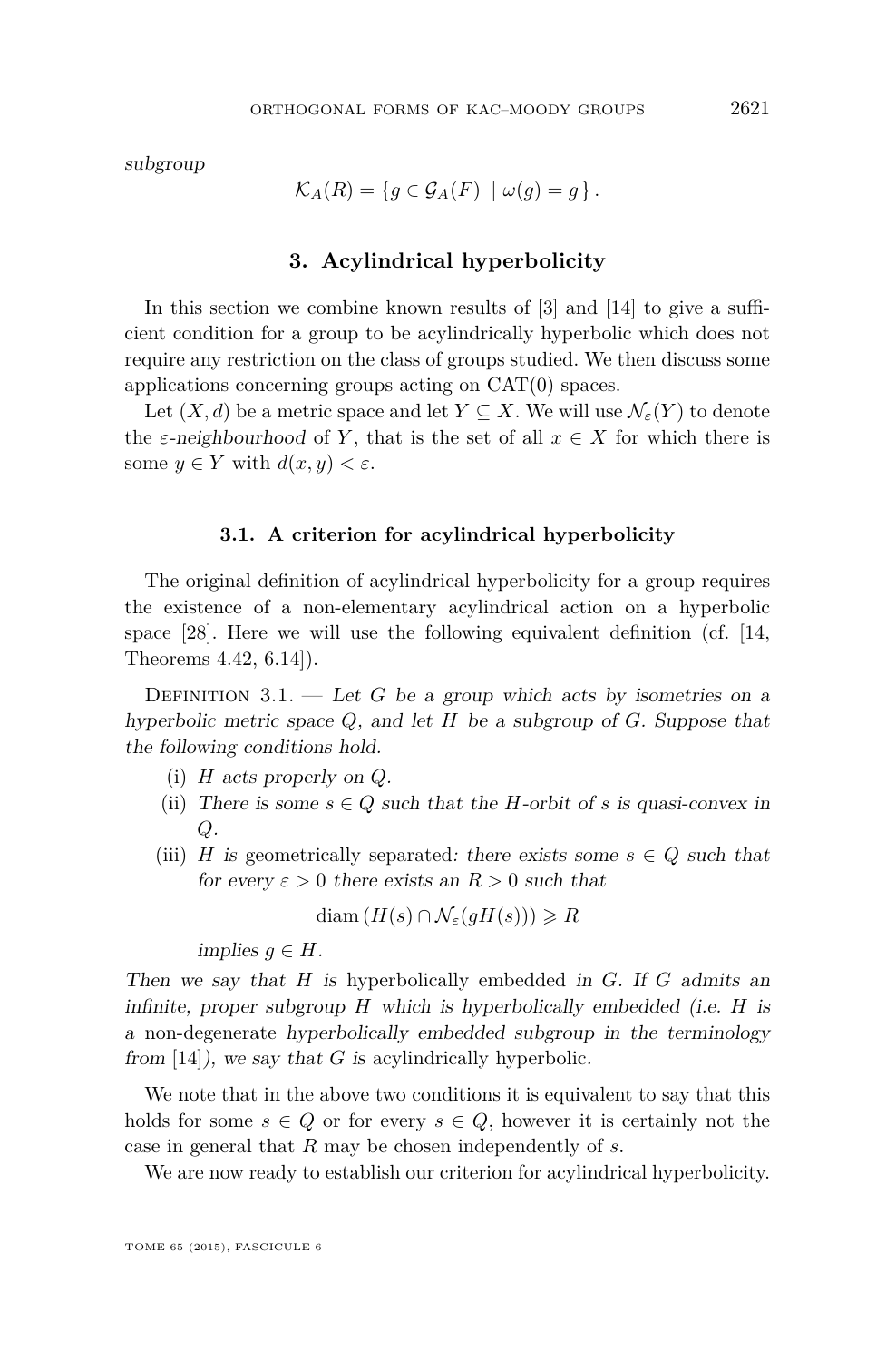subgroup

$$\mathcal{K}_A(R) = \{ g \in \mathcal{G}_A(F) \mid \omega(g) = g \} .$$

## 3. Acylindrical hyperbolicity

In this section we combine known results of [3] and [14] to give a sufficient condition for a group to be acylindrically hyperbolic which does not require any restriction on the class of groups studied. We then discuss some applications concerning groups acting on CAT(0) spaces.

Let $(X, d)$ be a metric space and let $Y \subseteq X$. We will use $\mathcal{N}_\varepsilon(Y)$ to denote the *ε-neighbourhood* of $Y$, that is the set of all $x \in X$ for which there is some $y \in Y$ with $d(x, y) < \varepsilon$.

### 3.1. A criterion for acylindrical hyperbolicity

The original definition of acylindrical hyperbolicity for a group requires the existence of a non-elementary acylindrical action on a hyperbolic space [28]. Here we will use the following equivalent definition (cf. [14, Theorems 4.42, 6.14]).

Definition 3.1. — *Let $G$ be a group which acts by isometries on a hyperbolic metric space $Q$, and let $H$ be a subgroup of $G$. Suppose that the following conditions hold.*

(i) *$H$ acts properly on $Q$.*

(ii) *There is some $s \in Q$ such that the $H$-orbit of $s$ is quasi-convex in $Q$.*

(iii) *$H$ is* geometrically separated*: there exists some $s \in Q$ such that for every $\varepsilon > 0$ there exists an $R > 0$ such that*

$$\operatorname{diam}\left(H(s) \cap \mathcal{N}_\varepsilon(gH(s))\right) \geqslant R$$

*implies $g \in H$.*

*Then we say that $H$ is* hyperbolically embedded *in $G$. If $G$ admits an infinite, proper subgroup $H$ which is hyperbolically embedded (i.e. $H$ is a* non-degenerate *hyperbolically embedded subgroup in the terminology from* [14]*), we say that $G$ is* acylindrically hyperbolic.

We note that in the above two conditions it is equivalent to say that this holds for some $s \in Q$ or for every $s \in Q$, however it is certainly not the case in general that $R$ may be chosen independently of $s$.

We are now ready to establish our criterion for acylindrical hyperbolicity.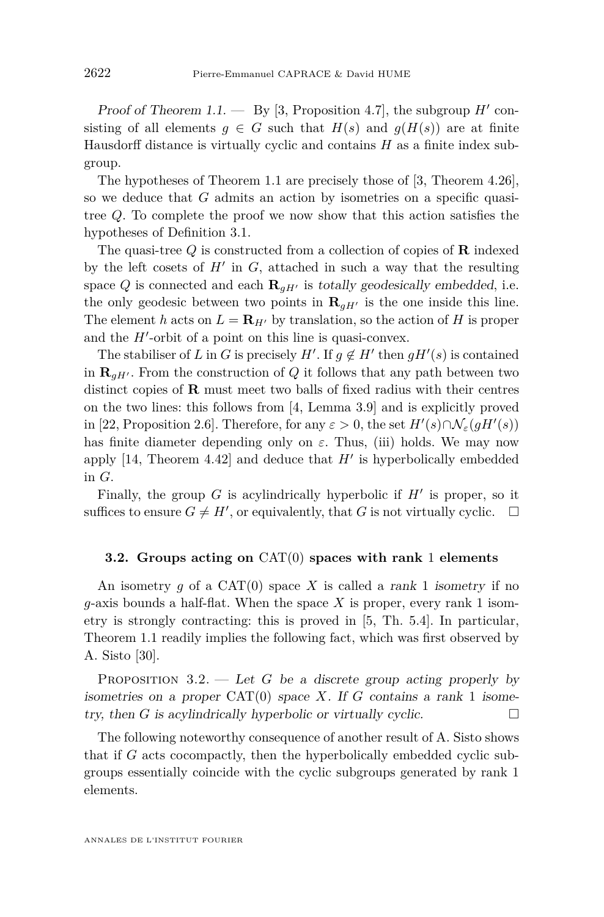*Proof of Theorem 1.1.* — By [3, Proposition 4.7], the subgroup $H'$ consisting of all elements $g \in G$ such that $H(s)$ and $g(H(s))$ are at finite Hausdorff distance is virtually cyclic and contains $H$ as a finite index subgroup.

The hypotheses of Theorem 1.1 are precisely those of [3, Theorem 4.26], so we deduce that $G$ admits an action by isometries on a specific quasi-tree $Q$. To complete the proof we now show that this action satisfies the hypotheses of Definition 3.1.

The quasi-tree $Q$ is constructed from a collection of copies of $\mathbf{R}$ indexed by the left cosets of $H'$ in $G$, attached in such a way that the resulting space $Q$ is connected and each $\mathbf{R}_{gH'}$ is *totally geodesically embedded*, i.e. the only geodesic between two points in $\mathbf{R}_{gH'}$ is the one inside this line. The element $h$ acts on $L = \mathbf{R}_{H'}$ by translation, so the action of $H$ is proper and the $H'$-orbit of a point on this line is quasi-convex.

The stabiliser of $L$ in $G$ is precisely $H'$. If $g \notin H'$ then $gH'(s)$ is contained in $\mathbf{R}_{gH'}$. From the construction of $Q$ it follows that any path between two distinct copies of $\mathbf{R}$ must meet two balls of fixed radius with their centres on the two lines: this follows from [4, Lemma 3.9] and is explicitly proved in [22, Proposition 2.6]. Therefore, for any $\varepsilon > 0$, the set $H'(s) \cap \mathcal{N}_\varepsilon(gH'(s))$ has finite diameter depending only on $\varepsilon$. Thus, (iii) holds. We may now apply [14, Theorem 4.42] and deduce that $H'$ is hyperbolically embedded in $G$.

Finally, the group $G$ is acylindrically hyperbolic if $H'$ is proper, so it suffices to ensure $G \neq H'$, or equivalently, that $G$ is not virtually cyclic. $\square$

### 3.2. Groups acting on CAT(0) spaces with rank 1 elements

An isometry $g$ of a CAT(0) space $X$ is called a *rank* 1 *isometry* if no $g$-axis bounds a half-flat. When the space $X$ is proper, every rank 1 isometry is strongly contracting: this is proved in [5, Th. 5.4]. In particular, Theorem 1.1 readily implies the following fact, which was first observed by A. Sisto [30].

Proposition 3.2. — *Let $G$ be a discrete group acting properly by isometries on a proper* CAT(0) *space $X$. If $G$ contains a rank* 1 *isometry, then $G$ is acylindrically hyperbolic or virtually cyclic.* $\square$

The following noteworthy consequence of another result of A. Sisto shows that if $G$ acts cocompactly, then the hyperbolically embedded cyclic subgroups essentially coincide with the cyclic subgroups generated by rank 1 elements.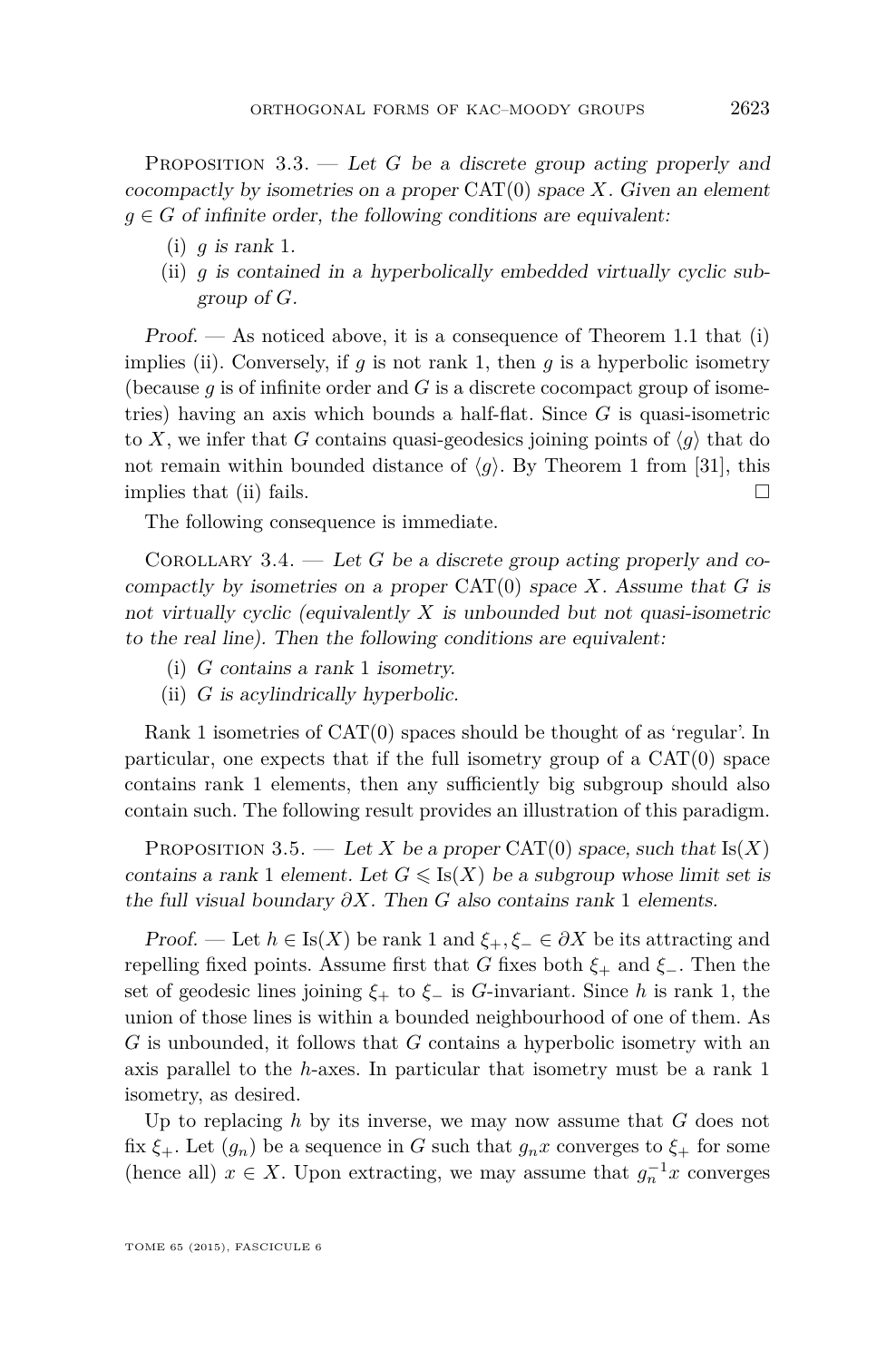Proposition 3.3. — *Let $G$ be a discrete group acting properly and cocompactly by isometries on a proper $\mathrm{CAT}(0)$ space $X$. Given an element $g \in G$ of infinite order, the following conditions are equivalent:*

(i) *$g$ is rank 1.*

(ii) *$g$ is contained in a hyperbolically embedded virtually cyclic subgroup of $G$.*

*Proof.* — As noticed above, it is a consequence of Theorem 1.1 that (i) implies (ii). Conversely, if $g$ is not rank 1, then $g$ is a hyperbolic isometry (because $g$ is of infinite order and $G$ is a discrete cocompact group of isometries) having an axis which bounds a half-flat. Since $G$ is quasi-isometric to $X$, we infer that $G$ contains quasi-geodesics joining points of $\langle g \rangle$ that do not remain within bounded distance of $\langle g \rangle$. By Theorem 1 from [31], this implies that (ii) fails. $\square$

The following consequence is immediate.

Corollary 3.4. — *Let $G$ be a discrete group acting properly and cocompactly by isometries on a proper $\mathrm{CAT}(0)$ space $X$. Assume that $G$ is not virtually cyclic (equivalently $X$ is unbounded but not quasi-isometric to the real line). Then the following conditions are equivalent:*

(i) *$G$ contains a rank 1 isometry.*

(ii) *$G$ is acylindrically hyperbolic.*

Rank 1 isometries of $\mathrm{CAT}(0)$ spaces should be thought of as 'regular'. In particular, one expects that if the full isometry group of a $\mathrm{CAT}(0)$ space contains rank 1 elements, then any sufficiently big subgroup should also contain such. The following result provides an illustration of this paradigm.

Proposition 3.5. — *Let $X$ be a proper $\mathrm{CAT}(0)$ space, such that $\mathrm{Is}(X)$ contains a rank 1 element. Let $G \leqslant \mathrm{Is}(X)$ be a subgroup whose limit set is the full visual boundary $\partial X$. Then $G$ also contains rank 1 elements.*

*Proof.* — Let $h \in \mathrm{Is}(X)$ be rank 1 and $\xi_+, \xi_- \in \partial X$ be its attracting and repelling fixed points. Assume first that $G$ fixes both $\xi_+$ and $\xi_-$. Then the set of geodesic lines joining $\xi_+$ to $\xi_-$ is $G$-invariant. Since $h$ is rank 1, the union of those lines is within a bounded neighbourhood of one of them. As $G$ is unbounded, it follows that $G$ contains a hyperbolic isometry with an axis parallel to the $h$-axes. In particular that isometry must be a rank 1 isometry, as desired.

Up to replacing $h$ by its inverse, we may now assume that $G$ does not fix $\xi_+$. Let $(g_n)$ be a sequence in $G$ such that $g_n x$ converges to $\xi_+$ for some (hence all) $x \in X$. Upon extracting, we may assume that $g_n^{-1} x$ converges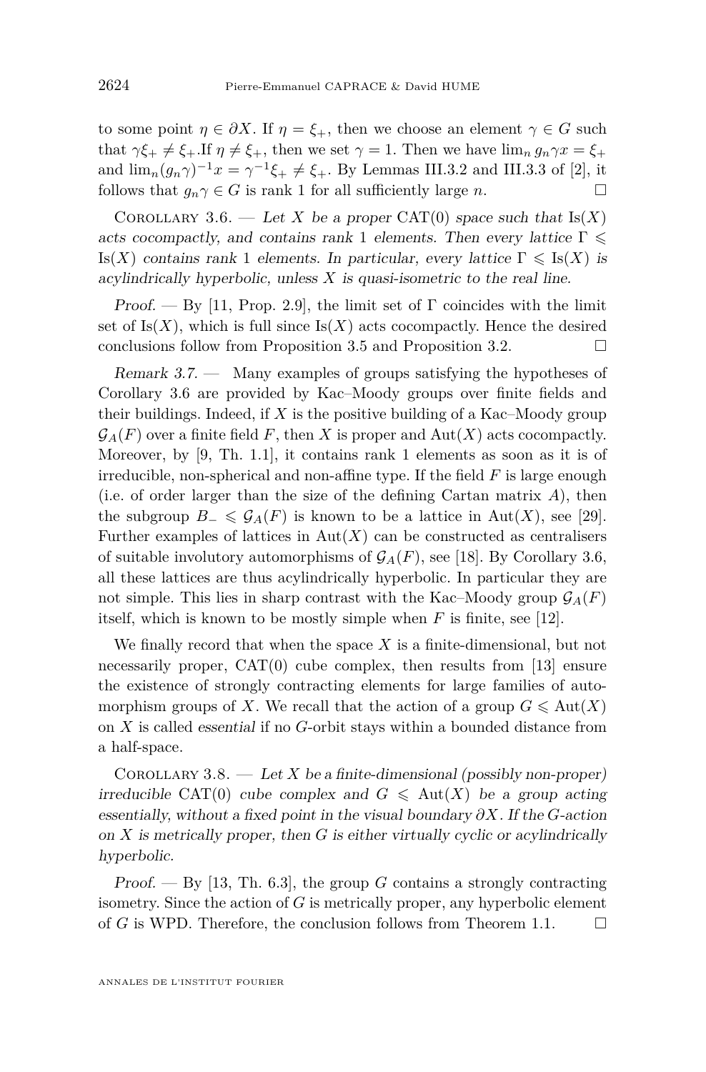to some point $\eta \in \partial X$. If $\eta = \xi_+$, then we choose an element $\gamma \in G$ such that $\gamma\xi_+ \neq \xi_+$.If $\eta \neq \xi_+$, then we set $\gamma = 1$. Then we have $\lim_n g_n\gamma x = \xi_+$ and $\lim_n(g_n\gamma)^{-1}x = \gamma^{-1}\xi_+ \neq \xi_+$. By Lemmas III.3.2 and III.3.3 of [2], it follows that $g_n\gamma \in G$ is rank 1 for all sufficiently large $n$. □

Corollary 3.6. — *Let $X$ be a proper* CAT(0) *space such that* $\mathrm{Is}(X)$ *acts cocompactly, and contains rank* 1 *elements. Then every lattice* $\Gamma \leqslant \mathrm{Is}(X)$ *contains rank* 1 *elements. In particular, every lattice* $\Gamma \leqslant \mathrm{Is}(X)$ *is acylindrically hyperbolic, unless $X$ is quasi-isometric to the real line.*

*Proof.* — By [11, Prop. 2.9], the limit set of $\Gamma$ coincides with the limit set of $\mathrm{Is}(X)$, which is full since $\mathrm{Is}(X)$ acts cocompactly. Hence the desired conclusions follow from Proposition 3.5 and Proposition 3.2. □

*Remark 3.7.* — Many examples of groups satisfying the hypotheses of Corollary 3.6 are provided by Kac–Moody groups over finite fields and their buildings. Indeed, if $X$ is the positive building of a Kac–Moody group $\mathcal{G}_A(F)$ over a finite field $F$, then $X$ is proper and $\mathrm{Aut}(X)$ acts cocompactly. Moreover, by [9, Th. 1.1], it contains rank 1 elements as soon as it is of irreducible, non-spherical and non-affine type. If the field $F$ is large enough (i.e. of order larger than the size of the defining Cartan matrix $A$), then the subgroup $B_- \leqslant \mathcal{G}_A(F)$ is known to be a lattice in $\mathrm{Aut}(X)$, see [29]. Further examples of lattices in $\mathrm{Aut}(X)$ can be constructed as centralisers of suitable involutory automorphisms of $\mathcal{G}_A(F)$, see [18]. By Corollary 3.6, all these lattices are thus acylindrically hyperbolic. In particular they are not simple. This lies in sharp contrast with the Kac–Moody group $\mathcal{G}_A(F)$ itself, which is known to be mostly simple when $F$ is finite, see [12].

We finally record that when the space $X$ is a finite-dimensional, but not necessarily proper, CAT(0) cube complex, then results from [13] ensure the existence of strongly contracting elements for large families of automorphism groups of $X$. We recall that the action of a group $G \leqslant \mathrm{Aut}(X)$ on $X$ is called *essential* if no $G$-orbit stays within a bounded distance from a half-space.

Corollary 3.8. — *Let $X$ be a finite-dimensional (possibly non-proper) irreducible* CAT(0) *cube complex and $G \leqslant \mathrm{Aut}(X)$ be a group acting essentially, without a fixed point in the visual boundary $\partial X$. If the $G$-action on $X$ is metrically proper, then $G$ is either virtually cyclic or acylindrically hyperbolic.*

*Proof.* — By [13, Th. 6.3], the group $G$ contains a strongly contracting isometry. Since the action of $G$ is metrically proper, any hyperbolic element of $G$ is WPD. Therefore, the conclusion follows from Theorem 1.1. □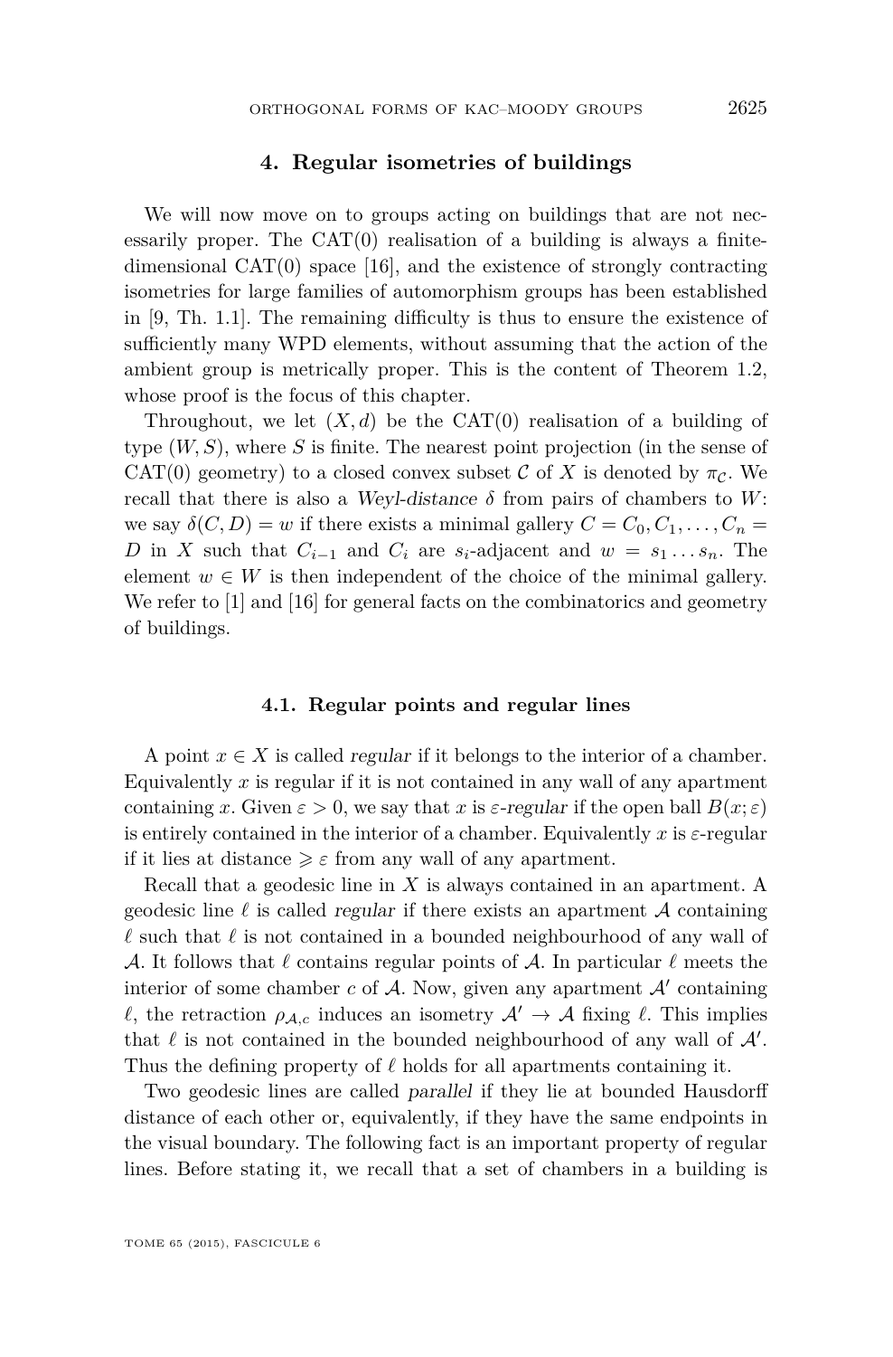## 4. Regular isometries of buildings

We will now move on to groups acting on buildings that are not necessarily proper. The CAT(0) realisation of a building is always a finite-dimensional CAT(0) space [16], and the existence of strongly contracting isometries for large families of automorphism groups has been established in [9, Th. 1.1]. The remaining difficulty is thus to ensure the existence of sufficiently many WPD elements, without assuming that the action of the ambient group is metrically proper. This is the content of Theorem 1.2, whose proof is the focus of this chapter.

Throughout, we let $(X, d)$ be the CAT(0) realisation of a building of type $(W, S)$, where $S$ is finite. The nearest point projection (in the sense of CAT(0) geometry) to a closed convex subset $\mathcal{C}$ of $X$ is denoted by $\pi_{\mathcal{C}}$. We recall that there is also a *Weyl-distance* $\delta$ from pairs of chambers to $W$: we say $\delta(C, D) = w$ if there exists a minimal gallery $C = C_0, C_1, \ldots, C_n = D$ in $X$ such that $C_{i-1}$ and $C_i$ are $s_i$-adjacent and $w = s_1 \ldots s_n$. The element $w \in W$ is then independent of the choice of the minimal gallery. We refer to [1] and [16] for general facts on the combinatorics and geometry of buildings.

### 4.1. Regular points and regular lines

A point $x \in X$ is called *regular* if it belongs to the interior of a chamber. Equivalently $x$ is regular if it is not contained in any wall of any apartment containing $x$. Given $\varepsilon > 0$, we say that $x$ is *$\varepsilon$-regular* if the open ball $B(x; \varepsilon)$ is entirely contained in the interior of a chamber. Equivalently $x$ is $\varepsilon$-regular if it lies at distance $\geqslant \varepsilon$ from any wall of any apartment.

Recall that a geodesic line in $X$ is always contained in an apartment. A geodesic line $\ell$ is called *regular* if there exists an apartment $\mathcal{A}$ containing $\ell$ such that $\ell$ is not contained in a bounded neighbourhood of any wall of $\mathcal{A}$. It follows that $\ell$ contains regular points of $\mathcal{A}$. In particular $\ell$ meets the interior of some chamber $c$ of $\mathcal{A}$. Now, given any apartment $\mathcal{A}'$ containing $\ell$, the retraction $\rho_{\mathcal{A}, c}$ induces an isometry $\mathcal{A}' \to \mathcal{A}$ fixing $\ell$. This implies that $\ell$ is not contained in the bounded neighbourhood of any wall of $\mathcal{A}'$. Thus the defining property of $\ell$ holds for all apartments containing it.

Two geodesic lines are called *parallel* if they lie at bounded Hausdorff distance of each other or, equivalently, if they have the same endpoints in the visual boundary. The following fact is an important property of regular lines. Before stating it, we recall that a set of chambers in a building is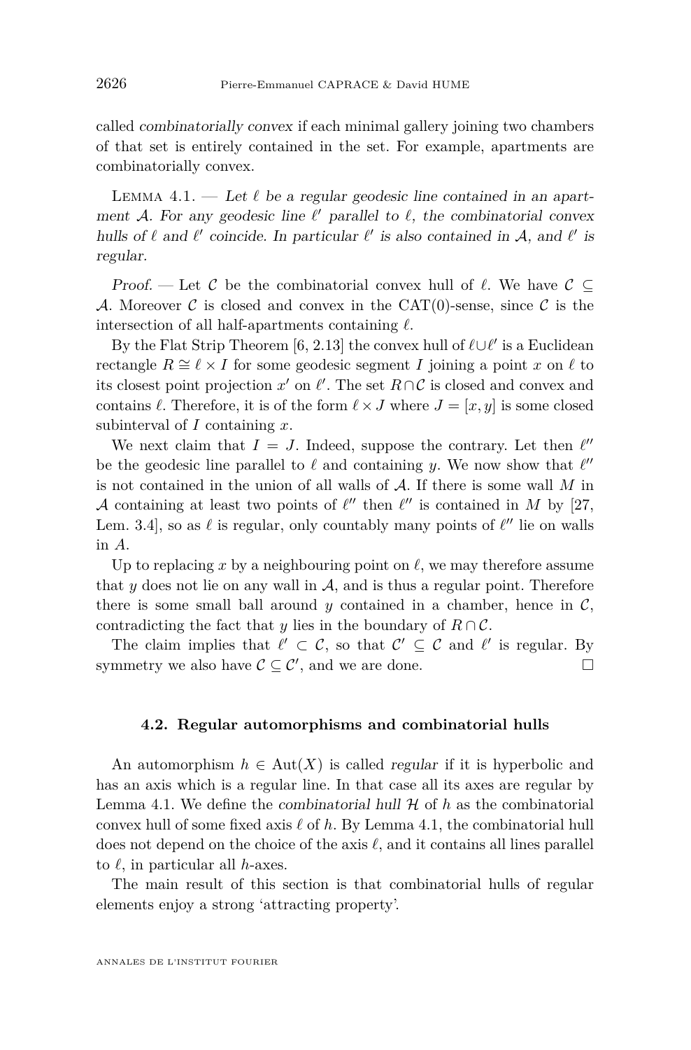called *combinatorially convex* if each minimal gallery joining two chambers of that set is entirely contained in the set. For example, apartments are combinatorially convex.

Lemma 4.1. — *Let $\ell$ be a regular geodesic line contained in an apartment $\mathcal{A}$. For any geodesic line $\ell'$ parallel to $\ell$, the combinatorial convex hulls of $\ell$ and $\ell'$ coincide. In particular $\ell'$ is also contained in $\mathcal{A}$, and $\ell'$ is regular.*

*Proof.* — Let $\mathcal{C}$ be the combinatorial convex hull of $\ell$. We have $\mathcal{C} \subseteq \mathcal{A}$. Moreover $\mathcal{C}$ is closed and convex in the CAT(0)-sense, since $\mathcal{C}$ is the intersection of all half-apartments containing $\ell$.

By the Flat Strip Theorem [6, 2.13] the convex hull of $\ell \cup \ell'$ is a Euclidean rectangle $R \cong \ell \times I$ for some geodesic segment $I$ joining a point $x$ on $\ell$ to its closest point projection $x'$ on $\ell'$. The set $R \cap \mathcal{C}$ is closed and convex and contains $\ell$. Therefore, it is of the form $\ell \times J$ where $J = [x, y]$ is some closed subinterval of $I$ containing $x$.

We next claim that $I = J$. Indeed, suppose the contrary. Let then $\ell''$ be the geodesic line parallel to $\ell$ and containing $y$. We now show that $\ell''$ is not contained in the union of all walls of $\mathcal{A}$. If there is some wall $M$ in $\mathcal{A}$ containing at least two points of $\ell''$ then $\ell''$ is contained in $M$ by [27, Lem. 3.4], so as $\ell$ is regular, only countably many points of $\ell''$ lie on walls in $A$.

Up to replacing $x$ by a neighbouring point on $\ell$, we may therefore assume that $y$ does not lie on any wall in $\mathcal{A}$, and is thus a regular point. Therefore there is some small ball around $y$ contained in a chamber, hence in $\mathcal{C}$, contradicting the fact that $y$ lies in the boundary of $R \cap \mathcal{C}$.

The claim implies that $\ell' \subset \mathcal{C}$, so that $\mathcal{C}' \subseteq \mathcal{C}$ and $\ell'$ is regular. By symmetry we also have $\mathcal{C} \subseteq \mathcal{C}'$, and we are done. □

### 4.2. Regular automorphisms and combinatorial hulls

An automorphism $h \in \mathrm{Aut}(X)$ is called *regular* if it is hyperbolic and has an axis which is a regular line. In that case all its axes are regular by Lemma 4.1. We define the *combinatorial hull* $\mathcal{H}$ of $h$ as the combinatorial convex hull of some fixed axis $\ell$ of $h$. By Lemma 4.1, the combinatorial hull does not depend on the choice of the axis $\ell$, and it contains all lines parallel to $\ell$, in particular all $h$-axes.

The main result of this section is that combinatorial hulls of regular elements enjoy a strong 'attracting property'.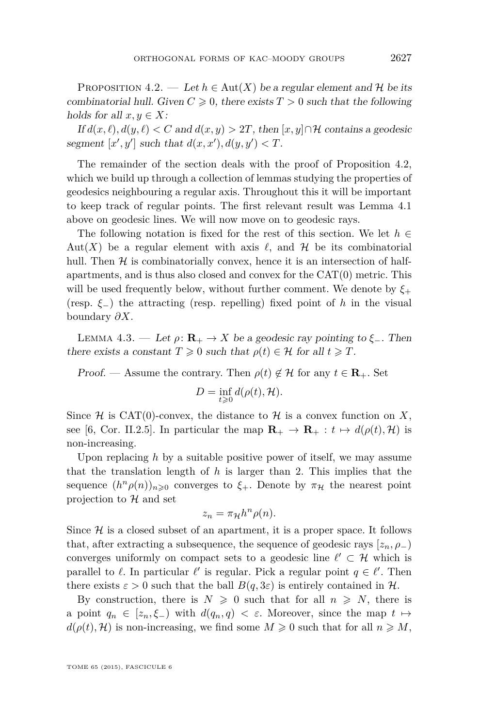Proposition 4.2. — *Let $h \in \mathrm{Aut}(X)$ be a regular element and $\mathcal{H}$ be its combinatorial hull. Given $C \geqslant 0$, there exists $T > 0$ such that the following holds for all $x, y \in X$:*

*If $d(x, \ell), d(y, \ell) < C$ and $d(x, y) > 2T$, then $[x, y] \cap \mathcal{H}$ contains a geodesic segment $[x', y']$ such that $d(x, x'), d(y, y') < T$.*

The remainder of the section deals with the proof of Proposition 4.2, which we build up through a collection of lemmas studying the properties of geodesics neighbouring a regular axis. Throughout this it will be important to keep track of regular points. The first relevant result was Lemma 4.1 above on geodesic lines. We will now move on to geodesic rays.

The following notation is fixed for the rest of this section. We let $h \in \mathrm{Aut}(X)$ be a regular element with axis $\ell$, and $\mathcal{H}$ be its combinatorial hull. Then $\mathcal{H}$ is combinatorially convex, hence it is an intersection of half-apartments, and is thus also closed and convex for the CAT(0) metric. This will be used frequently below, without further comment. We denote by $\xi_+$ (resp. $\xi_-$) the attracting (resp. repelling) fixed point of $h$ in the visual boundary $\partial X$.

Lemma 4.3. — *Let $\rho \colon \mathbf{R}_+ \to X$ be a geodesic ray pointing to $\xi_-$. Then there exists a constant $T \geqslant 0$ such that $\rho(t) \in \mathcal{H}$ for all $t \geqslant T$.*

*Proof.* — Assume the contrary. Then $\rho(t) \notin \mathcal{H}$ for any $t \in \mathbf{R}_+$. Set

$$D = \inf_{t \geqslant 0} d(\rho(t), \mathcal{H}).$$

Since $\mathcal{H}$ is CAT(0)-convex, the distance to $\mathcal{H}$ is a convex function on $X$, see [6, Cor. II.2.5]. In particular the map $\mathbf{R}_+ \to \mathbf{R}_+ : t \mapsto d(\rho(t), \mathcal{H})$ is non-increasing.

Upon replacing $h$ by a suitable positive power of itself, we may assume that the translation length of $h$ is larger than 2. This implies that the sequence $(h^n \rho(n))_{n \geqslant 0}$ converges to $\xi_+$. Denote by $\pi_{\mathcal{H}}$ the nearest point projection to $\mathcal{H}$ and set

$$z_n = \pi_{\mathcal{H}} h^n \rho(n).$$

Since $\mathcal{H}$ is a closed subset of an apartment, it is a proper space. It follows that, after extracting a subsequence, the sequence of geodesic rays $[z_n, \rho_-)$ converges uniformly on compact sets to a geodesic line $\ell' \subset \mathcal{H}$ which is parallel to $\ell$. In particular $\ell'$ is regular. Pick a regular point $q \in \ell'$. Then there exists $\varepsilon > 0$ such that the ball $B(q, 3\varepsilon)$ is entirely contained in $\mathcal{H}$.

By construction, there is $N \geqslant 0$ such that for all $n \geqslant N$, there is a point $q_n \in [z_n, \xi_-)$ with $d(q_n, q) < \varepsilon$. Moreover, since the map $t \mapsto d(\rho(t), \mathcal{H})$ is non-increasing, we find some $M \geqslant 0$ such that for all $n \geqslant M$,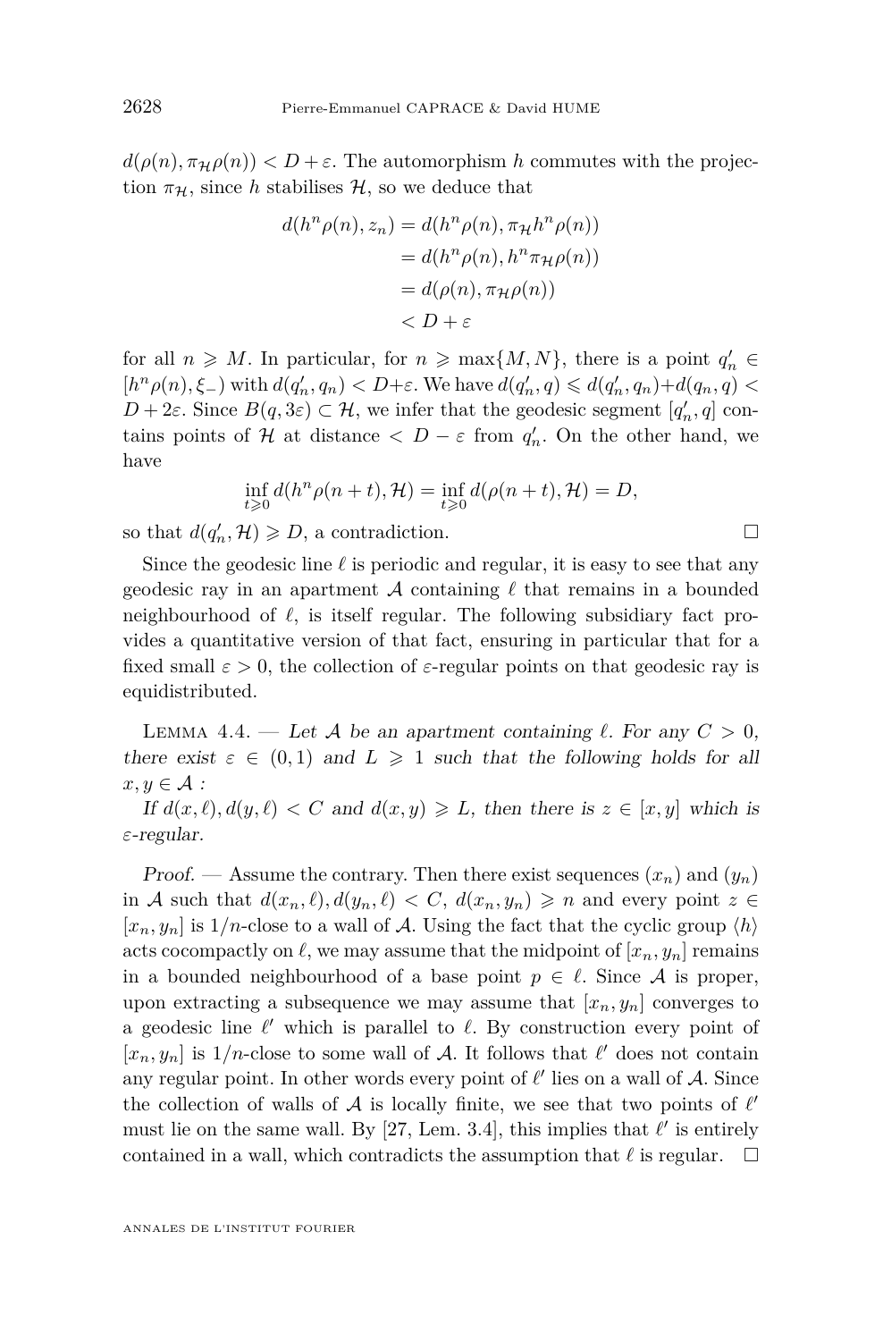$d(\rho(n), \pi_{\mathcal{H}}\rho(n)) < D + \varepsilon$. The automorphism $h$ commutes with the projection $\pi_{\mathcal{H}}$, since $h$ stabilises $\mathcal{H}$, so we deduce that

$$\begin{aligned} d(h^n\rho(n), z_n) &= d(h^n\rho(n), \pi_{\mathcal{H}}h^n\rho(n)) \\ &= d(h^n\rho(n), h^n\pi_{\mathcal{H}}\rho(n)) \\ &= d(\rho(n), \pi_{\mathcal{H}}\rho(n)) \\ &< D + \varepsilon \end{aligned}$$

for all $n \geqslant M$. In particular, for $n \geqslant \max\{M, N\}$, there is a point $q'_n \in [h^n\rho(n), \xi_-)$ with $d(q'_n, q_n) < D+\varepsilon$. We have $d(q'_n, q) \leqslant d(q'_n, q_n)+d(q_n, q) < D + 2\varepsilon$. Since $B(q, 3\varepsilon) \subset \mathcal{H}$, we infer that the geodesic segment $[q'_n, q]$ contains points of $\mathcal{H}$ at distance $< D - \varepsilon$ from $q'_n$. On the other hand, we have

$$\inf_{t \geqslant 0} d(h^n\rho(n+t), \mathcal{H}) = \inf_{t \geqslant 0} d(\rho(n+t), \mathcal{H}) = D,$$

so that $d(q'_n, \mathcal{H}) \geqslant D$, a contradiction. □

Since the geodesic line $\ell$ is periodic and regular, it is easy to see that any geodesic ray in an apartment $\mathcal{A}$ containing $\ell$ that remains in a bounded neighbourhood of $\ell$, is itself regular. The following subsidiary fact provides a quantitative version of that fact, ensuring in particular that for a fixed small $\varepsilon > 0$, the collection of $\varepsilon$-regular points on that geodesic ray is equidistributed.

Lemma 4.4. — *Let $\mathcal{A}$ be an apartment containing $\ell$. For any $C > 0$, there exist $\varepsilon \in (0, 1)$ and $L \geqslant 1$ such that the following holds for all $x, y \in \mathcal{A}$ :*

*If $d(x, \ell), d(y, \ell) < C$ and $d(x, y) \geqslant L$, then there is $z \in [x, y]$ which is $\varepsilon$-regular.*

*Proof.* — Assume the contrary. Then there exist sequences $(x_n)$ and $(y_n)$ in $\mathcal{A}$ such that $d(x_n, \ell), d(y_n, \ell) < C$, $d(x_n, y_n) \geqslant n$ and every point $z \in [x_n, y_n]$ is $1/n$-close to a wall of $\mathcal{A}$. Using the fact that the cyclic group $\langle h \rangle$ acts cocompactly on $\ell$, we may assume that the midpoint of $[x_n, y_n]$ remains in a bounded neighbourhood of a base point $p \in \ell$. Since $\mathcal{A}$ is proper, upon extracting a subsequence we may assume that $[x_n, y_n]$ converges to a geodesic line $\ell'$ which is parallel to $\ell$. By construction every point of $[x_n, y_n]$ is $1/n$-close to some wall of $\mathcal{A}$. It follows that $\ell'$ does not contain any regular point. In other words every point of $\ell'$ lies on a wall of $\mathcal{A}$. Since the collection of walls of $\mathcal{A}$ is locally finite, we see that two points of $\ell'$ must lie on the same wall. By [27, Lem. 3.4], this implies that $\ell'$ is entirely contained in a wall, which contradicts the assumption that $\ell$ is regular. □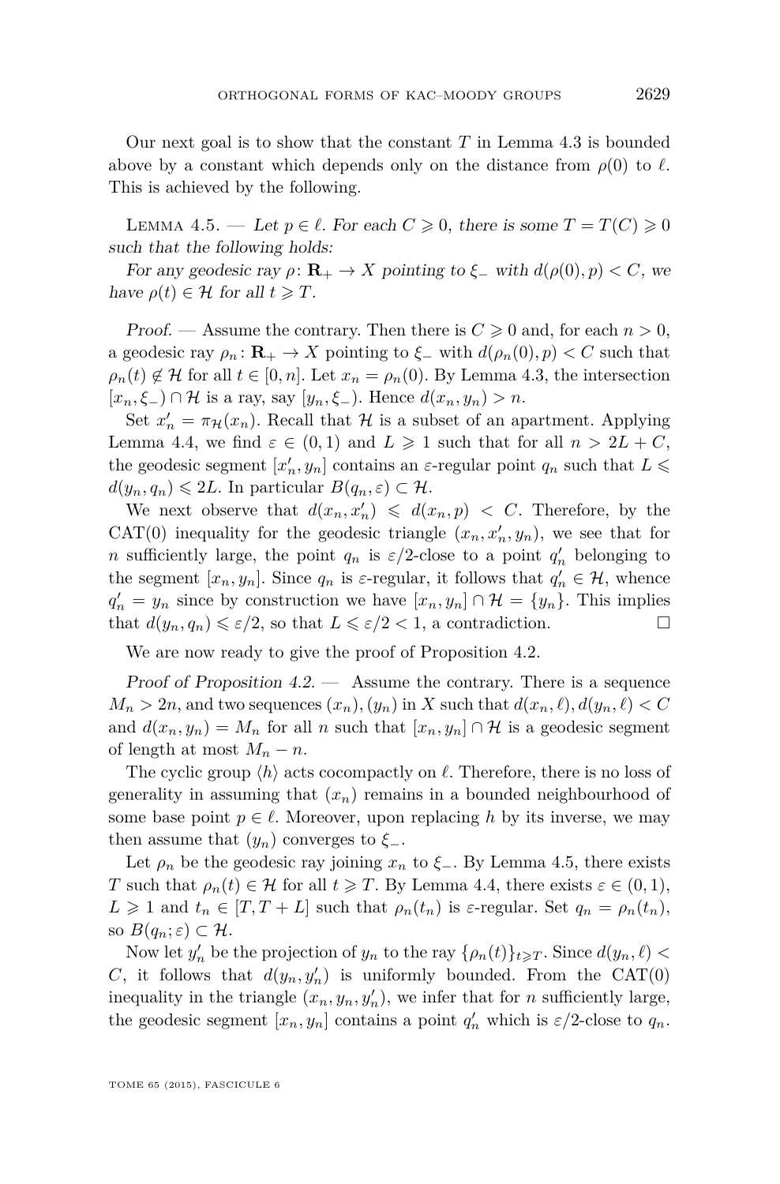Our next goal is to show that the constant $T$ in Lemma 4.3 is bounded above by a constant which depends only on the distance from $\rho(0)$ to $\ell$. This is achieved by the following.

Lemma 4.5. — *Let $p \in \ell$. For each $C \geqslant 0$, there is some $T = T(C) \geqslant 0$ such that the following holds:*

*For any geodesic ray $\rho\colon \mathbf{R}_+ \to X$ pointing to $\xi_-$ with $d(\rho(0), p) < C$, we have $\rho(t) \in \mathcal{H}$ for all $t \geqslant T$.*

*Proof.* — Assume the contrary. Then there is $C \geqslant 0$ and, for each $n > 0$, a geodesic ray $\rho_n\colon \mathbf{R}_+ \to X$ pointing to $\xi_-$ with $d(\rho_n(0), p) < C$ such that $\rho_n(t) \notin \mathcal{H}$ for all $t \in [0, n]$. Let $x_n = \rho_n(0)$. By Lemma 4.3, the intersection $[x_n, \xi_-) \cap \mathcal{H}$ is a ray, say $[y_n, \xi_-)$. Hence $d(x_n, y_n) > n$.

Set $x'_n = \pi_{\mathcal{H}}(x_n)$. Recall that $\mathcal{H}$ is a subset of an apartment. Applying Lemma 4.4, we find $\varepsilon \in (0, 1)$ and $L \geqslant 1$ such that for all $n > 2L + C$, the geodesic segment $[x'_n, y_n]$ contains an $\varepsilon$-regular point $q_n$ such that $L \leqslant d(y_n, q_n) \leqslant 2L$. In particular $B(q_n, \varepsilon) \subset \mathcal{H}$.

We next observe that $d(x_n, x'_n) \leqslant d(x_n, p) < C$. Therefore, by the CAT(0) inequality for the geodesic triangle $(x_n, x'_n, y_n)$, we see that for $n$ sufficiently large, the point $q_n$ is $\varepsilon/2$-close to a point $q'_n$ belonging to the segment $[x_n, y_n]$. Since $q_n$ is $\varepsilon$-regular, it follows that $q'_n \in \mathcal{H}$, whence $q'_n = y_n$ since by construction we have $[x_n, y_n] \cap \mathcal{H} = \{y_n\}$. This implies that $d(y_n, q_n) \leqslant \varepsilon/2$, so that $L \leqslant \varepsilon/2 < 1$, a contradiction. $\square$

We are now ready to give the proof of Proposition 4.2.

*Proof of Proposition 4.2.* — Assume the contrary. There is a sequence $M_n > 2n$, and two sequences $(x_n), (y_n)$ in $X$ such that $d(x_n, \ell), d(y_n, \ell) < C$ and $d(x_n, y_n) = M_n$ for all $n$ such that $[x_n, y_n] \cap \mathcal{H}$ is a geodesic segment of length at most $M_n - n$.

The cyclic group $\langle h \rangle$ acts cocompactly on $\ell$. Therefore, there is no loss of generality in assuming that $(x_n)$ remains in a bounded neighbourhood of some base point $p \in \ell$. Moreover, upon replacing $h$ by its inverse, we may then assume that $(y_n)$ converges to $\xi_-$.

Let $\rho_n$ be the geodesic ray joining $x_n$ to $\xi_-$. By Lemma 4.5, there exists $T$ such that $\rho_n(t) \in \mathcal{H}$ for all $t \geqslant T$. By Lemma 4.4, there exists $\varepsilon \in (0, 1)$, $L \geqslant 1$ and $t_n \in [T, T + L]$ such that $\rho_n(t_n)$ is $\varepsilon$-regular. Set $q_n = \rho_n(t_n)$, so $B(q_n; \varepsilon) \subset \mathcal{H}$.

Now let $y'_n$ be the projection of $y_n$ to the ray $\{\rho_n(t)\}_{t \geqslant T}$. Since $d(y_n, \ell) < C$, it follows that $d(y_n, y'_n)$ is uniformly bounded. From the CAT(0) inequality in the triangle $(x_n, y_n, y'_n)$, we infer that for $n$ sufficiently large, the geodesic segment $[x_n, y_n]$ contains a point $q'_n$ which is $\varepsilon/2$-close to $q_n$.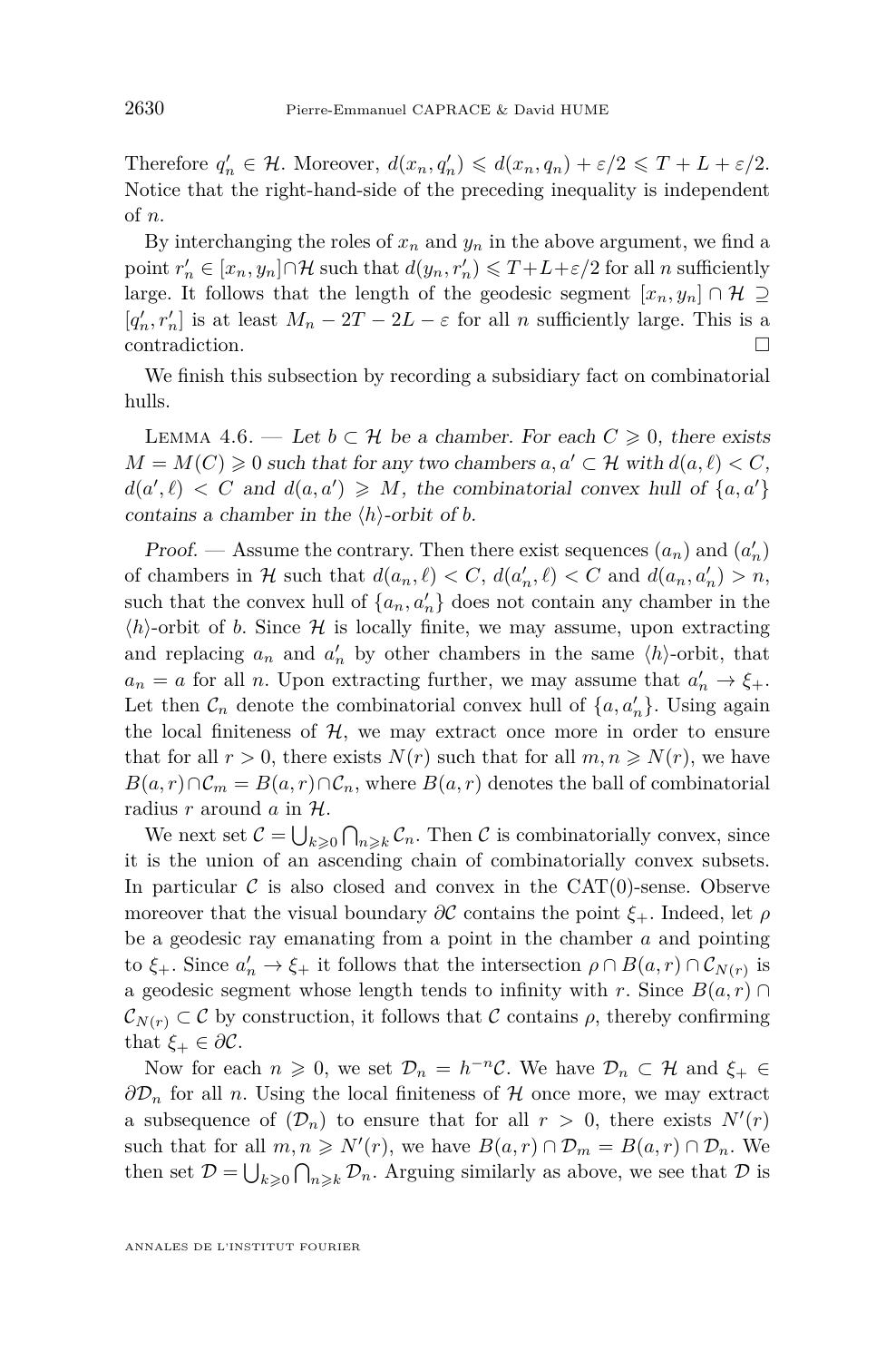Therefore $q'_n \in \mathcal{H}$. Moreover, $d(x_n, q'_n) \leqslant d(x_n, q_n) + \varepsilon/2 \leqslant T + L + \varepsilon/2$. Notice that the right-hand-side of the preceding inequality is independent of $n$.

By interchanging the roles of $x_n$ and $y_n$ in the above argument, we find a point $r'_n \in [x_n, y_n] \cap \mathcal{H}$ such that $d(y_n, r'_n) \leqslant T + L + \varepsilon/2$ for all $n$ sufficiently large. It follows that the length of the geodesic segment $[x_n, y_n] \cap \mathcal{H} \supseteq [q'_n, r'_n]$ is at least $M_n - 2T - 2L - \varepsilon$ for all $n$ sufficiently large. This is a contradiction. □

We finish this subsection by recording a subsidiary fact on combinatorial hulls.

Lemma 4.6. — *Let $b \subset \mathcal{H}$ be a chamber. For each $C \geqslant 0$, there exists $M = M(C) \geqslant 0$ such that for any two chambers $a, a' \subset \mathcal{H}$ with $d(a, \ell) < C$, $d(a', \ell) < C$ and $d(a, a') \geqslant M$, the combinatorial convex hull of $\{a, a'\}$ contains a chamber in the $\langle h \rangle$-orbit of $b$.*

*Proof.* — Assume the contrary. Then there exist sequences $(a_n)$ and $(a'_n)$ of chambers in $\mathcal{H}$ such that $d(a_n, \ell) < C$, $d(a'_n, \ell) < C$ and $d(a_n, a'_n) > n$, such that the convex hull of $\{a_n, a'_n\}$ does not contain any chamber in the $\langle h \rangle$-orbit of $b$. Since $\mathcal{H}$ is locally finite, we may assume, upon extracting and replacing $a_n$ and $a'_n$ by other chambers in the same $\langle h \rangle$-orbit, that $a_n = a$ for all $n$. Upon extracting further, we may assume that $a'_n \to \xi_+$. Let then $\mathcal{C}_n$ denote the combinatorial convex hull of $\{a, a'_n\}$. Using again the local finiteness of $\mathcal{H}$, we may extract once more in order to ensure that for all $r > 0$, there exists $N(r)$ such that for all $m, n \geqslant N(r)$, we have $B(a, r) \cap \mathcal{C}_m = B(a, r) \cap \mathcal{C}_n$, where $B(a, r)$ denotes the ball of combinatorial radius $r$ around $a$ in $\mathcal{H}$.

We next set $\mathcal{C} = \bigcup_{k \geqslant 0} \bigcap_{n \geqslant k} \mathcal{C}_n$. Then $\mathcal{C}$ is combinatorially convex, since it is the union of an ascending chain of combinatorially convex subsets. In particular $\mathcal{C}$ is also closed and convex in the CAT(0)-sense. Observe moreover that the visual boundary $\partial\mathcal{C}$ contains the point $\xi_+$. Indeed, let $\rho$ be a geodesic ray emanating from a point in the chamber $a$ and pointing to $\xi_+$. Since $a'_n \to \xi_+$ it follows that the intersection $\rho \cap B(a, r) \cap \mathcal{C}_{N(r)}$ is a geodesic segment whose length tends to infinity with $r$. Since $B(a, r) \cap \mathcal{C}_{N(r)} \subset \mathcal{C}$ by construction, it follows that $\mathcal{C}$ contains $\rho$, thereby confirming that $\xi_+ \in \partial\mathcal{C}$.

Now for each $n \geqslant 0$, we set $\mathcal{D}_n = h^{-n}\mathcal{C}$. We have $\mathcal{D}_n \subset \mathcal{H}$ and $\xi_+ \in \partial\mathcal{D}_n$ for all $n$. Using the local finiteness of $\mathcal{H}$ once more, we may extract a subsequence of $(\mathcal{D}_n)$ to ensure that for all $r > 0$, there exists $N'(r)$ such that for all $m, n \geqslant N'(r)$, we have $B(a, r) \cap \mathcal{D}_m = B(a, r) \cap \mathcal{D}_n$. We then set $\mathcal{D} = \bigcup_{k \geqslant 0} \bigcap_{n \geqslant k} \mathcal{D}_n$. Arguing similarly as above, we see that $\mathcal{D}$ is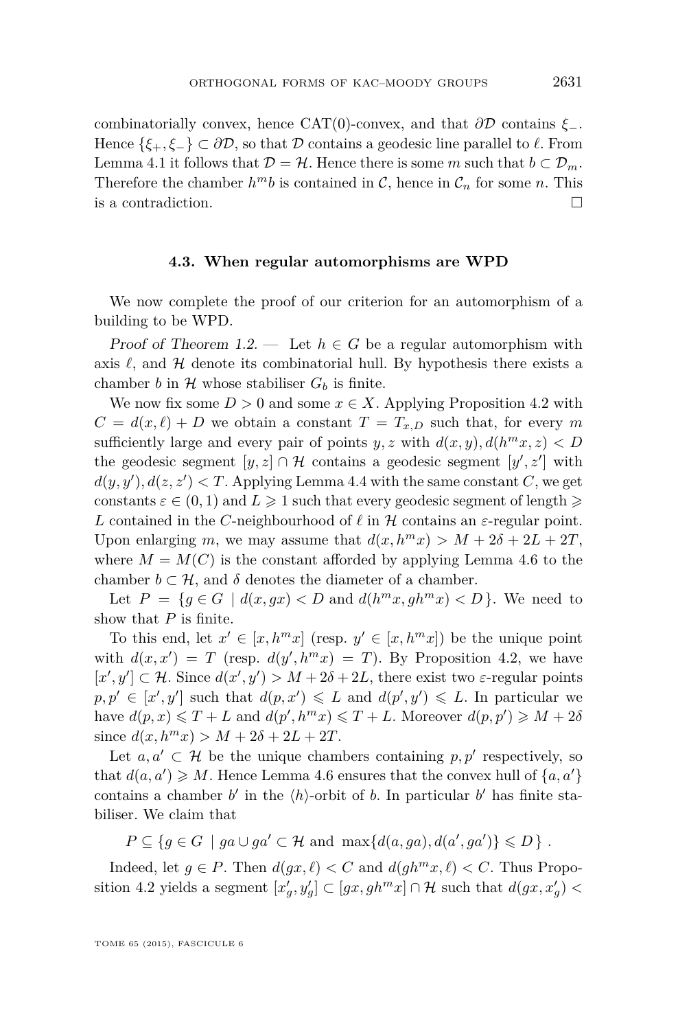combinatorially convex, hence CAT(0)-convex, and that $\partial\mathcal{D}$ contains $\xi_-$. Hence $\{\xi_+, \xi_-\} \subset \partial\mathcal{D}$, so that $\mathcal{D}$ contains a geodesic line parallel to $\ell$. From Lemma 4.1 it follows that $\mathcal{D} = \mathcal{H}$. Hence there is some $m$ such that $b \subset \mathcal{D}_m$. Therefore the chamber $h^m b$ is contained in $\mathcal{C}$, hence in $\mathcal{C}_n$ for some $n$. This is a contradiction. $\square$

### 4.3. When regular automorphisms are WPD

We now complete the proof of our criterion for an automorphism of a building to be WPD.

*Proof of Theorem 1.2.* — Let $h \in G$ be a regular automorphism with axis $\ell$, and $\mathcal{H}$ denote its combinatorial hull. By hypothesis there exists a chamber $b$ in $\mathcal{H}$ whose stabiliser $G_b$ is finite.

We now fix some $D > 0$ and some $x \in X$. Applying Proposition 4.2 with $C = d(x, \ell) + D$ we obtain a constant $T = T_{x,D}$ such that, for every $m$ sufficiently large and every pair of points $y, z$ with $d(x, y), d(h^m x, z) < D$ the geodesic segment $[y, z] \cap \mathcal{H}$ contains a geodesic segment $[y', z']$ with $d(y, y'), d(z, z') < T$. Applying Lemma 4.4 with the same constant $C$, we get constants $\varepsilon \in (0, 1)$ and $L \geqslant 1$ such that every geodesic segment of length $\geqslant L$ contained in the $C$-neighbourhood of $\ell$ in $\mathcal{H}$ contains an $\varepsilon$-regular point. Upon enlarging $m$, we may assume that $d(x, h^m x) > M + 2\delta + 2L + 2T$, where $M = M(C)$ is the constant afforded by applying Lemma 4.6 to the chamber $b \subset \mathcal{H}$, and $\delta$ denotes the diameter of a chamber.

Let $P = \{g \in G \mid d(x, gx) < D \text{ and } d(h^m x, gh^m x) < D\}$. We need to show that $P$ is finite.

To this end, let $x' \in [x, h^m x]$ (resp. $y' \in [x, h^m x]$) be the unique point with $d(x, x') = T$ (resp. $d(y', h^m x) = T$). By Proposition 4.2, we have $[x', y'] \subset \mathcal{H}$. Since $d(x', y') > M + 2\delta + 2L$, there exist two $\varepsilon$-regular points $p, p' \in [x', y']$ such that $d(p, x') \leqslant L$ and $d(p', y') \leqslant L$. In particular we have $d(p, x) \leqslant T + L$ and $d(p', h^m x) \leqslant T + L$. Moreover $d(p, p') \geqslant M + 2\delta$ since $d(x, h^m x) > M + 2\delta + 2L + 2T$.

Let $a, a' \subset \mathcal{H}$ be the unique chambers containing $p, p'$ respectively, so that $d(a, a') \geqslant M$. Hence Lemma 4.6 ensures that the convex hull of $\{a, a'\}$ contains a chamber $b'$ in the $\langle h \rangle$-orbit of $b$. In particular $b'$ has finite stabiliser. We claim that

$$P \subseteq \{g \in G \mid ga \cup ga' \subset \mathcal{H} \text{ and } \max\{d(a, ga), d(a', ga')\} \leqslant D\} .$$

Indeed, let $g \in P$. Then $d(gx, \ell) < C$ and $d(gh^m x, \ell) < C$. Thus Proposition 4.2 yields a segment $[x'_g, y'_g] \subset [gx, gh^m x] \cap \mathcal{H}$ such that $d(gx, x'_g) <$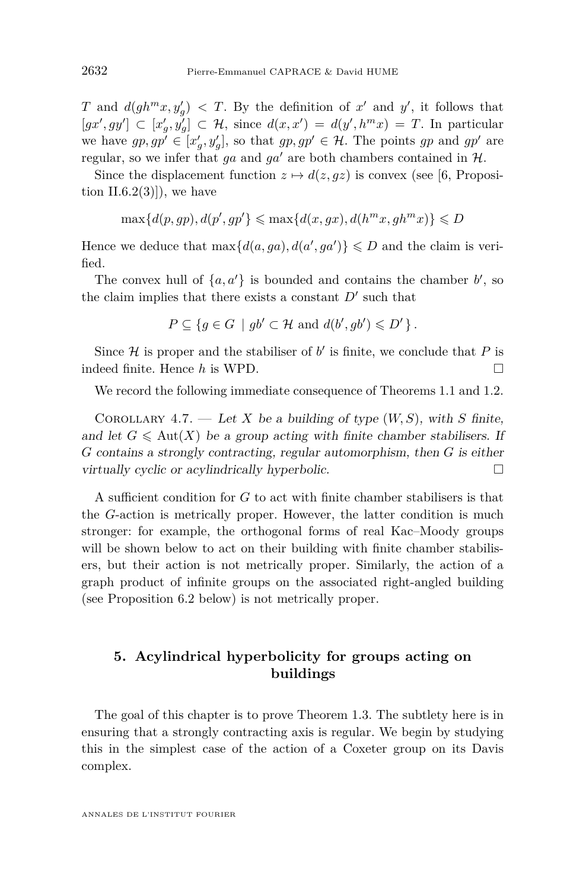$T$ and $d(gh^m x, y'_g) < T$. By the definition of $x'$ and $y'$, it follows that $[gx', gy'] \subset [x'_g, y'_g] \subset \mathcal{H}$, since $d(x, x') = d(y', h^m x) = T$. In particular we have $gp, gp' \in [x'_g, y'_g]$, so that $gp, gp' \in \mathcal{H}$. The points $gp$ and $gp'$ are regular, so we infer that $ga$ and $ga'$ are both chambers contained in $\mathcal{H}$.

Since the displacement function $z \mapsto d(z, gz)$ is convex (see [6, Proposition II.6.2(3)]), we have

$$\max\{d(p, gp), d(p', gp'\} \leqslant \max\{d(x, gx), d(h^m x, gh^m x)\} \leqslant D$$

Hence we deduce that $\max\{d(a, ga), d(a', ga')\} \leqslant D$ and the claim is verified.

The convex hull of $\{a, a'\}$ is bounded and contains the chamber $b'$, so the claim implies that there exists a constant $D'$ such that

$$P \subseteq \{g \in G \mid gb' \subset \mathcal{H} \text{ and } d(b', gb') \leqslant D'\}.$$

Since $\mathcal{H}$ is proper and the stabiliser of $b'$ is finite, we conclude that $P$ is indeed finite. Hence $h$ is WPD. □

We record the following immediate consequence of Theorems 1.1 and 1.2.

Corollary 4.7. — *Let $X$ be a building of type $(W, S)$, with $S$ finite, and let $G \leqslant \mathrm{Aut}(X)$ be a group acting with finite chamber stabilisers. If $G$ contains a strongly contracting, regular automorphism, then $G$ is either virtually cyclic or acylindrically hyperbolic.* □

A sufficient condition for $G$ to act with finite chamber stabilisers is that the $G$-action is metrically proper. However, the latter condition is much stronger: for example, the orthogonal forms of real Kac–Moody groups will be shown below to act on their building with finite chamber stabilisers, but their action is not metrically proper. Similarly, the action of a graph product of infinite groups on the associated right-angled building (see Proposition 6.2 below) is not metrically proper.

## 5. Acylindrical hyperbolicity for groups acting on buildings

The goal of this chapter is to prove Theorem 1.3. The subtlety here is in ensuring that a strongly contracting axis is regular. We begin by studying this in the simplest case of the action of a Coxeter group on its Davis complex.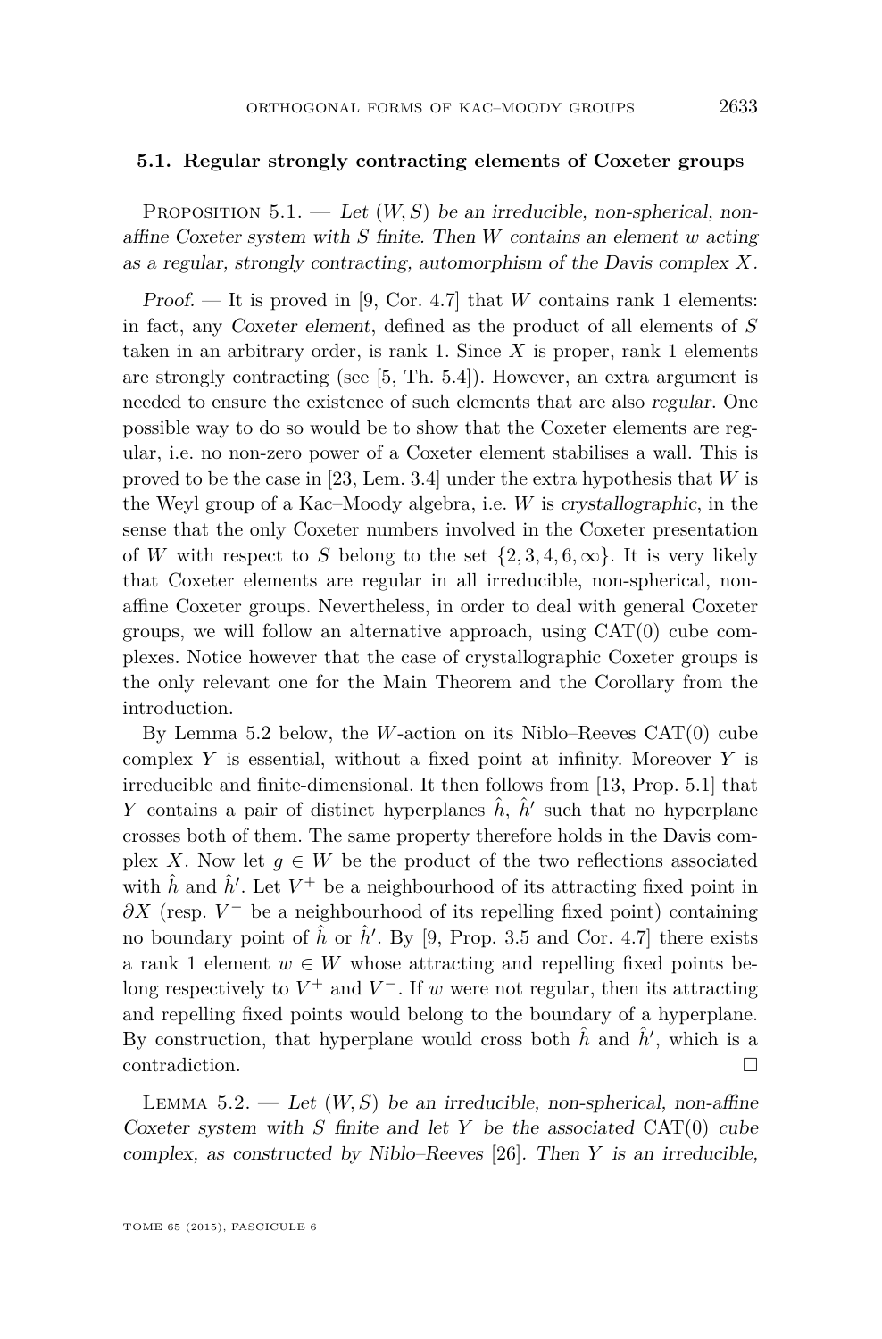### 5.1. Regular strongly contracting elements of Coxeter groups

Proposition 5.1. — *Let $(W, S)$ be an irreducible, non-spherical, non-affine Coxeter system with $S$ finite. Then $W$ contains an element $w$ acting as a regular, strongly contracting, automorphism of the Davis complex $X$.*

*Proof.* — It is proved in [9, Cor. 4.7] that $W$ contains rank 1 elements: in fact, any *Coxeter element*, defined as the product of all elements of $S$ taken in an arbitrary order, is rank 1. Since $X$ is proper, rank 1 elements are strongly contracting (see [5, Th. 5.4]). However, an extra argument is needed to ensure the existence of such elements that are also *regular*. One possible way to do so would be to show that the Coxeter elements are regular, i.e. no non-zero power of a Coxeter element stabilises a wall. This is proved to be the case in [23, Lem. 3.4] under the extra hypothesis that $W$ is the Weyl group of a Kac–Moody algebra, i.e. $W$ is *crystallographic*, in the sense that the only Coxeter numbers involved in the Coxeter presentation of $W$ with respect to $S$ belong to the set $\{2, 3, 4, 6, \infty\}$. It is very likely that Coxeter elements are regular in all irreducible, non-spherical, non-affine Coxeter groups. Nevertheless, in order to deal with general Coxeter groups, we will follow an alternative approach, using CAT(0) cube complexes. Notice however that the case of crystallographic Coxeter groups is the only relevant one for the Main Theorem and the Corollary from the introduction.

By Lemma 5.2 below, the $W$-action on its Niblo–Reeves CAT(0) cube complex $Y$ is essential, without a fixed point at infinity. Moreover $Y$ is irreducible and finite-dimensional. It then follows from [13, Prop. 5.1] that $Y$ contains a pair of distinct hyperplanes $\hat{h}$, $\hat{h}'$ such that no hyperplane crosses both of them. The same property therefore holds in the Davis complex $X$. Now let $g \in W$ be the product of the two reflections associated with $\hat{h}$ and $\hat{h}'$. Let $V^+$ be a neighbourhood of its attracting fixed point in $\partial X$ (resp. $V^-$ be a neighbourhood of its repelling fixed point) containing no boundary point of $\hat{h}$ or $\hat{h}'$. By [9, Prop. 3.5 and Cor. 4.7] there exists a rank 1 element $w \in W$ whose attracting and repelling fixed points belong respectively to $V^+$ and $V^-$. If $w$ were not regular, then its attracting and repelling fixed points would belong to the boundary of a hyperplane. By construction, that hyperplane would cross both $\hat{h}$ and $\hat{h}'$, which is a contradiction. □

Lemma 5.2. — *Let $(W, S)$ be an irreducible, non-spherical, non-affine Coxeter system with $S$ finite and let $Y$ be the associated* CAT(0) *cube complex, as constructed by Niblo–Reeves [26]. Then $Y$ is an irreducible,*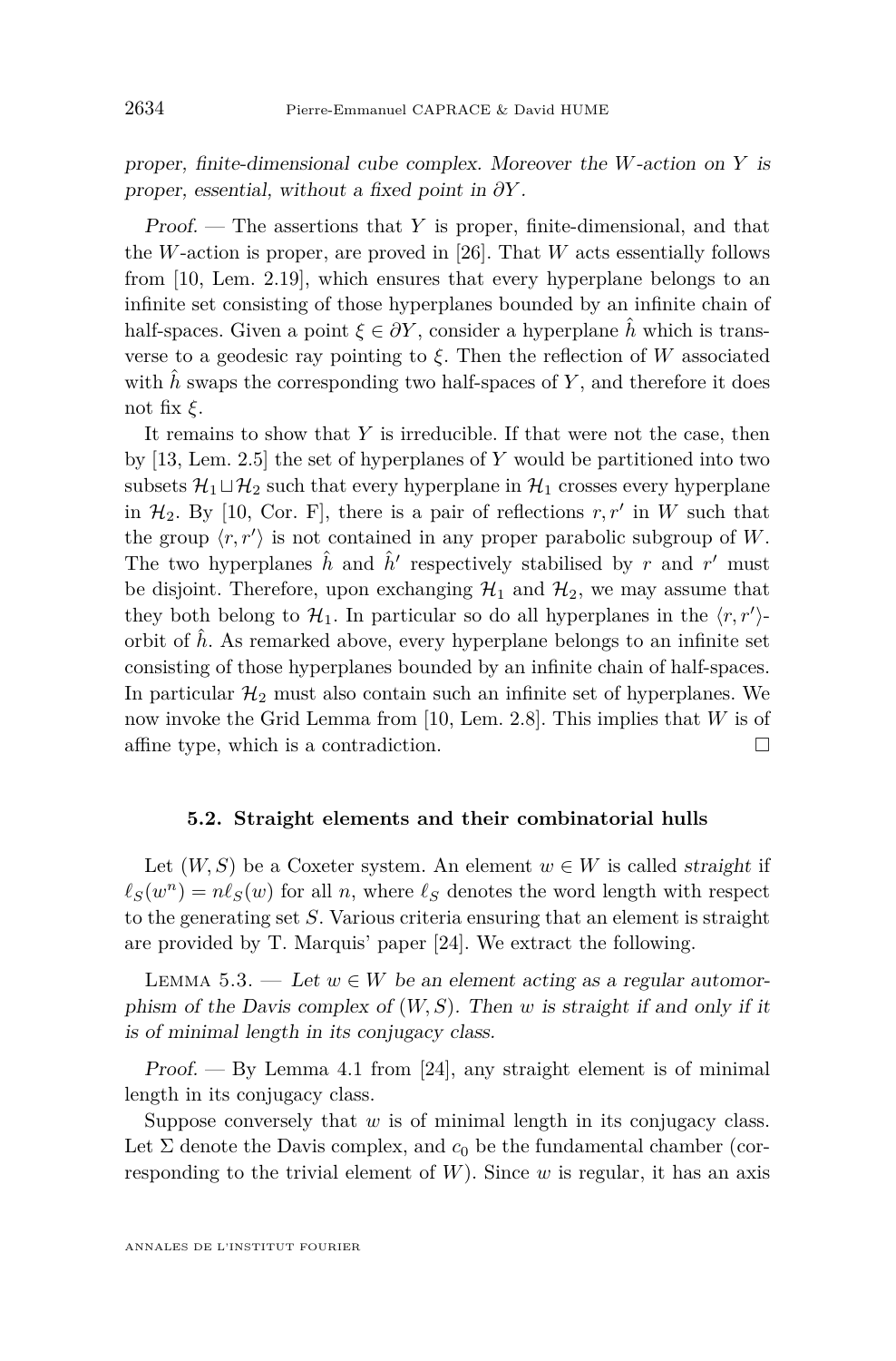*proper, finite-dimensional cube complex. Moreover the $W$-action on $Y$ is proper, essential, without a fixed point in $\partial Y$.*

*Proof.* — The assertions that $Y$ is proper, finite-dimensional, and that the $W$-action is proper, are proved in [26]. That $W$ acts essentially follows from [10, Lem. 2.19], which ensures that every hyperplane belongs to an infinite set consisting of those hyperplanes bounded by an infinite chain of half-spaces. Given a point $\xi \in \partial Y$, consider a hyperplane $\hat{h}$ which is transverse to a geodesic ray pointing to $\xi$. Then the reflection of $W$ associated with $\hat{h}$ swaps the corresponding two half-spaces of $Y$, and therefore it does not fix $\xi$.

It remains to show that $Y$ is irreducible. If that were not the case, then by [13, Lem. 2.5] the set of hyperplanes of $Y$ would be partitioned into two subsets $\mathcal{H}_1 \sqcup \mathcal{H}_2$ such that every hyperplane in $\mathcal{H}_1$ crosses every hyperplane in $\mathcal{H}_2$. By [10, Cor. F], there is a pair of reflections $r, r'$ in $W$ such that the group $\langle r, r' \rangle$ is not contained in any proper parabolic subgroup of $W$. The two hyperplanes $\hat{h}$ and $\hat{h}'$ respectively stabilised by $r$ and $r'$ must be disjoint. Therefore, upon exchanging $\mathcal{H}_1$ and $\mathcal{H}_2$, we may assume that they both belong to $\mathcal{H}_1$. In particular so do all hyperplanes in the $\langle r, r' \rangle$-orbit of $\hat{h}$. As remarked above, every hyperplane belongs to an infinite set consisting of those hyperplanes bounded by an infinite chain of half-spaces. In particular $\mathcal{H}_2$ must also contain such an infinite set of hyperplanes. We now invoke the Grid Lemma from [10, Lem. 2.8]. This implies that $W$ is of affine type, which is a contradiction. □

### 5.2. Straight elements and their combinatorial hulls

Let $(W, S)$ be a Coxeter system. An element $w \in W$ is called *straight* if $\ell_S(w^n) = n\ell_S(w)$ for all $n$, where $\ell_S$ denotes the word length with respect to the generating set $S$. Various criteria ensuring that an element is straight are provided by T. Marquis' paper [24]. We extract the following.

Lemma 5.3. — *Let $w \in W$ be an element acting as a regular automorphism of the Davis complex of $(W, S)$. Then $w$ is straight if and only if it is of minimal length in its conjugacy class.*

*Proof.* — By Lemma 4.1 from [24], any straight element is of minimal length in its conjugacy class.

Suppose conversely that $w$ is of minimal length in its conjugacy class. Let $\Sigma$ denote the Davis complex, and $c_0$ be the fundamental chamber (corresponding to the trivial element of $W$). Since $w$ is regular, it has an axis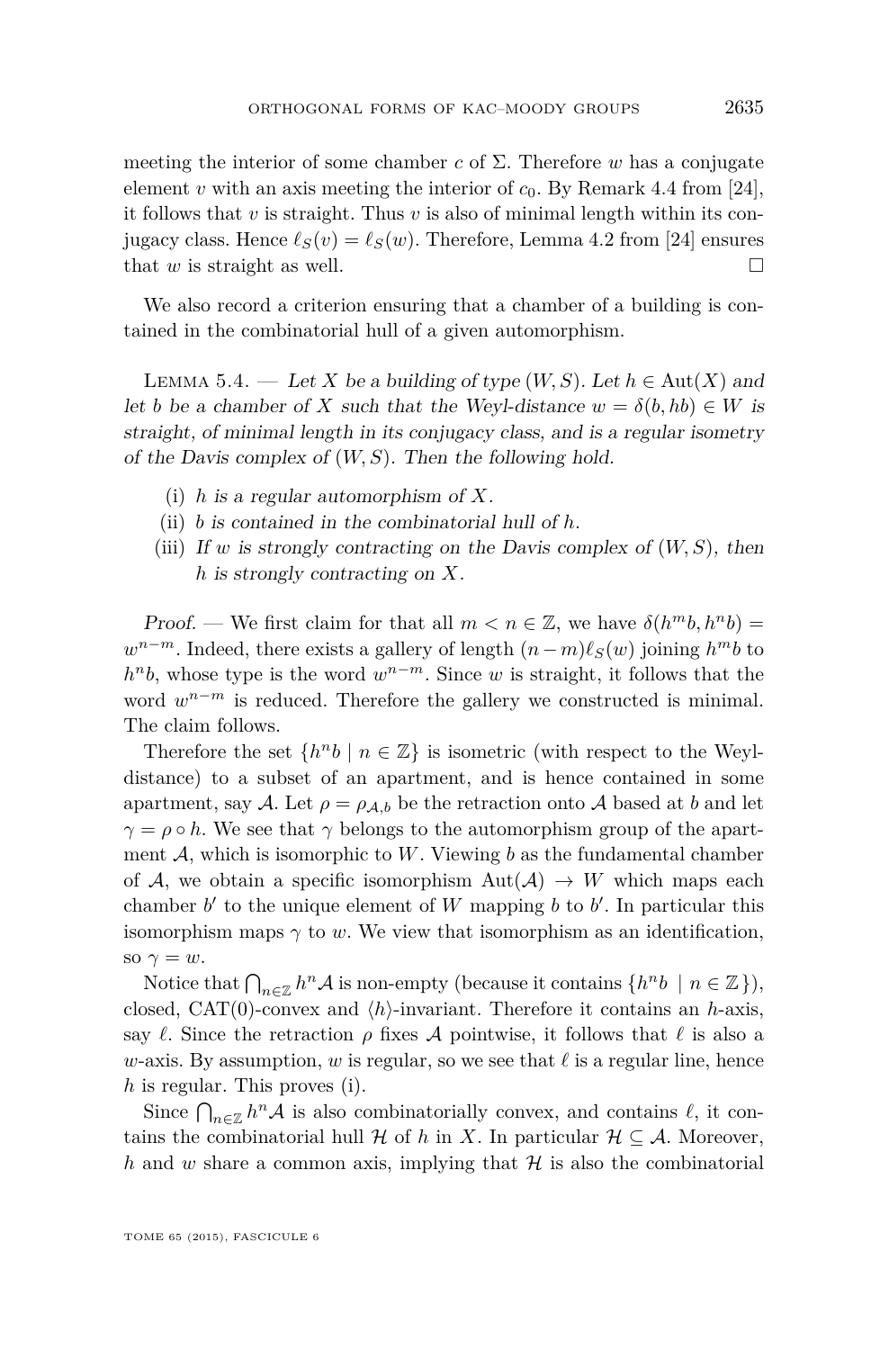meeting the interior of some chamber $c$ of $\Sigma$. Therefore $w$ has a conjugate element $v$ with an axis meeting the interior of $c_0$. By Remark 4.4 from [24], it follows that $v$ is straight. Thus $v$ is also of minimal length within its conjugacy class. Hence $\ell_S(v) = \ell_S(w)$. Therefore, Lemma 4.2 from [24] ensures that $w$ is straight as well. □

We also record a criterion ensuring that a chamber of a building is contained in the combinatorial hull of a given automorphism.

Lemma 5.4. — *Let $X$ be a building of type $(W, S)$. Let $h \in \mathrm{Aut}(X)$ and let $b$ be a chamber of $X$ such that the Weyl-distance $w = \delta(b, hb) \in W$ is straight, of minimal length in its conjugacy class, and is a regular isometry of the Davis complex of $(W, S)$. Then the following hold.*

(i) *$h$ is a regular automorphism of $X$.*
(ii) *$b$ is contained in the combinatorial hull of $h$.*
(iii) *If $w$ is strongly contracting on the Davis complex of $(W, S)$, then $h$ is strongly contracting on $X$.*

*Proof.* — We first claim for that all $m < n \in \mathbb{Z}$, we have $\delta(h^m b, h^n b) = w^{n-m}$. Indeed, there exists a gallery of length $(n-m)\ell_S(w)$ joining $h^m b$ to $h^n b$, whose type is the word $w^{n-m}$. Since $w$ is straight, it follows that the word $w^{n-m}$ is reduced. Therefore the gallery we constructed is minimal. The claim follows.

Therefore the set $\{h^n b \mid n \in \mathbb{Z}\}$ is isometric (with respect to the Weyl-distance) to a subset of an apartment, and is hence contained in some apartment, say $\mathcal{A}$. Let $\rho = \rho_{\mathcal{A},b}$ be the retraction onto $\mathcal{A}$ based at $b$ and let $\gamma = \rho \circ h$. We see that $\gamma$ belongs to the automorphism group of the apartment $\mathcal{A}$, which is isomorphic to $W$. Viewing $b$ as the fundamental chamber of $\mathcal{A}$, we obtain a specific isomorphism $\mathrm{Aut}(\mathcal{A}) \to W$ which maps each chamber $b'$ to the unique element of $W$ mapping $b$ to $b'$. In particular this isomorphism maps $\gamma$ to $w$. We view that isomorphism as an identification, so $\gamma = w$.

Notice that $\bigcap_{n\in\mathbb{Z}} h^n\mathcal{A}$ is non-empty (because it contains $\{h^n b \mid n \in \mathbb{Z}\}$), closed, CAT(0)-convex and $\langle h\rangle$-invariant. Therefore it contains an $h$-axis, say $\ell$. Since the retraction $\rho$ fixes $\mathcal{A}$ pointwise, it follows that $\ell$ is also a $w$-axis. By assumption, $w$ is regular, so we see that $\ell$ is a regular line, hence $h$ is regular. This proves (i).

Since $\bigcap_{n\in\mathbb{Z}} h^n\mathcal{A}$ is also combinatorially convex, and contains $\ell$, it contains the combinatorial hull $\mathcal{H}$ of $h$ in $X$. In particular $\mathcal{H} \subseteq \mathcal{A}$. Moreover, $h$ and $w$ share a common axis, implying that $\mathcal{H}$ is also the combinatorial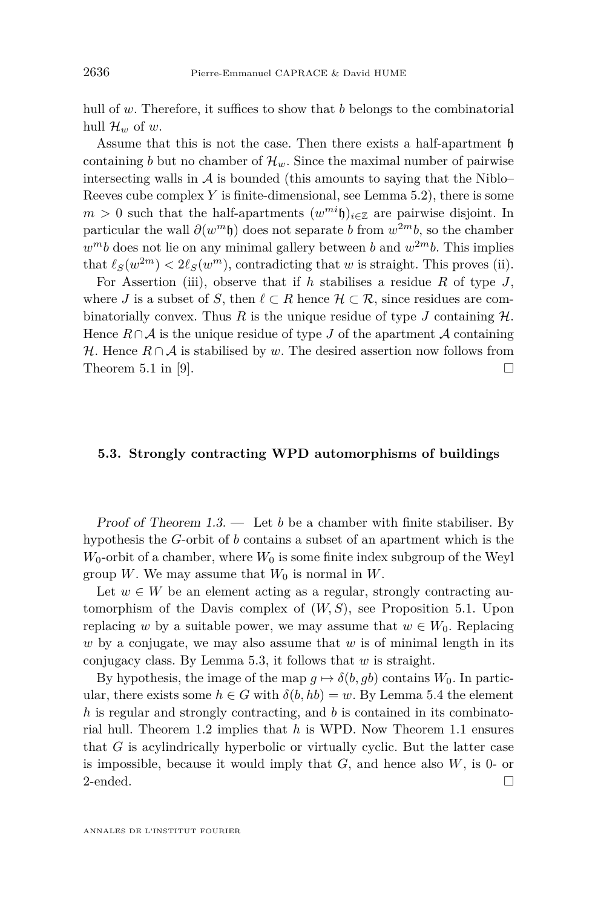hull of $w$. Therefore, it suffices to show that $b$ belongs to the combinatorial hull $\mathcal{H}_w$ of $w$.

Assume that this is not the case. Then there exists a half-apartment $\mathfrak{h}$ containing $b$ but no chamber of $\mathcal{H}_w$. Since the maximal number of pairwise intersecting walls in $\mathcal{A}$ is bounded (this amounts to saying that the Niblo–Reeves cube complex $Y$ is finite-dimensional, see Lemma 5.2), there is some $m > 0$ such that the half-apartments $(w^{mi}\mathfrak{h})_{i \in \mathbb{Z}}$ are pairwise disjoint. In particular the wall $\partial(w^m\mathfrak{h})$ does not separate $b$ from $w^{2m}b$, so the chamber $w^m b$ does not lie on any minimal gallery between $b$ and $w^{2m}b$. This implies that $\ell_S(w^{2m}) < 2\ell_S(w^m)$, contradicting that $w$ is straight. This proves (ii).

For Assertion (iii), observe that if $h$ stabilises a residue $R$ of type $J$, where $J$ is a subset of $S$, then $\ell \subset R$ hence $\mathcal{H} \subset \mathcal{R}$, since residues are combinatorially convex. Thus $R$ is the unique residue of type $J$ containing $\mathcal{H}$. Hence $R \cap \mathcal{A}$ is the unique residue of type $J$ of the apartment $\mathcal{A}$ containing $\mathcal{H}$. Hence $R \cap \mathcal{A}$ is stabilised by $w$. The desired assertion now follows from Theorem 5.1 in [9]. □

### 5.3. Strongly contracting WPD automorphisms of buildings

*Proof of Theorem 1.3.* — Let $b$ be a chamber with finite stabiliser. By hypothesis the $G$-orbit of $b$ contains a subset of an apartment which is the $W_0$-orbit of a chamber, where $W_0$ is some finite index subgroup of the Weyl group $W$. We may assume that $W_0$ is normal in $W$.

Let $w \in W$ be an element acting as a regular, strongly contracting automorphism of the Davis complex of $(W, S)$, see Proposition 5.1. Upon replacing $w$ by a suitable power, we may assume that $w \in W_0$. Replacing $w$ by a conjugate, we may also assume that $w$ is of minimal length in its conjugacy class. By Lemma 5.3, it follows that $w$ is straight.

By hypothesis, the image of the map $g \mapsto \delta(b, gb)$ contains $W_0$. In particular, there exists some $h \in G$ with $\delta(b, hb) = w$. By Lemma 5.4 the element $h$ is regular and strongly contracting, and $b$ is contained in its combinatorial hull. Theorem 1.2 implies that $h$ is WPD. Now Theorem 1.1 ensures that $G$ is acylindrically hyperbolic or virtually cyclic. But the latter case is impossible, because it would imply that $G$, and hence also $W$, is 0- or 2-ended. □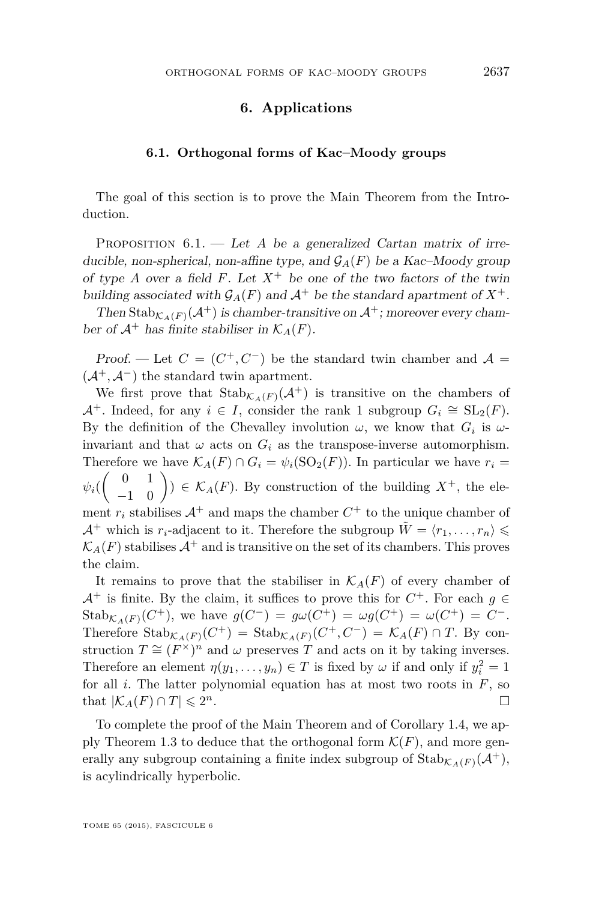## 6. Applications

### 6.1. Orthogonal forms of Kac–Moody groups

The goal of this section is to prove the Main Theorem from the Introduction.

Proposition 6.1. — *Let $A$ be a generalized Cartan matrix of irreducible, non-spherical, non-affine type, and $\mathcal{G}_A(F)$ be a Kac–Moody group of type $A$ over a field $F$. Let $X^+$ be one of the two factors of the twin building associated with $\mathcal{G}_A(F)$ and $\mathcal{A}^+$ be the standard apartment of $X^+$.*

*Then $\mathrm{Stab}_{\mathcal{K}_A(F)}(\mathcal{A}^+)$ is chamber-transitive on $\mathcal{A}^+$; moreover every chamber of $\mathcal{A}^+$ has finite stabiliser in $\mathcal{K}_A(F)$.*

*Proof.* — Let $C = (C^+, C^-)$ be the standard twin chamber and $\mathcal{A} = (\mathcal{A}^+, \mathcal{A}^-)$ the standard twin apartment.

We first prove that $\mathrm{Stab}_{\mathcal{K}_A(F)}(\mathcal{A}^+)$ is transitive on the chambers of $\mathcal{A}^+$. Indeed, for any $i \in I$, consider the rank 1 subgroup $G_i \cong \mathrm{SL}_2(F)$. By the definition of the Chevalley involution $\omega$, we know that $G_i$ is $\omega$-invariant and that $\omega$ acts on $G_i$ as the transpose-inverse automorphism. Therefore we have $\mathcal{K}_A(F) \cap G_i = \psi_i(\mathrm{SO}_2(F))$. In particular we have $r_i = \psi_i(\begin{pmatrix} 0 & 1 \\ -1 & 0 \end{pmatrix}) \in \mathcal{K}_A(F)$. By construction of the building $X^+$, the element $r_i$ stabilises $\mathcal{A}^+$ and maps the chamber $C^+$ to the unique chamber of $\mathcal{A}^+$ which is $r_i$-adjacent to it. Therefore the subgroup $\tilde{W} = \langle r_1, \dots, r_n \rangle \leqslant \mathcal{K}_A(F)$ stabilises $\mathcal{A}^+$ and is transitive on the set of its chambers. This proves the claim.

It remains to prove that the stabiliser in $\mathcal{K}_A(F)$ of every chamber of $\mathcal{A}^+$ is finite. By the claim, it suffices to prove this for $C^+$. For each $g \in \mathrm{Stab}_{\mathcal{K}_A(F)}(C^+)$, we have $g(C^-) = g\omega(C^+) = \omega g(C^+) = \omega(C^+) = C^-$. Therefore $\mathrm{Stab}_{\mathcal{K}_A(F)}(C^+) = \mathrm{Stab}_{\mathcal{K}_A(F)}(C^+, C^-) = \mathcal{K}_A(F) \cap T$. By construction $T \cong (F^\times)^n$ and $\omega$ preserves $T$ and acts on it by taking inverses. Therefore an element $\eta(y_1, \dots, y_n) \in T$ is fixed by $\omega$ if and only if $y_i^2 = 1$ for all $i$. The latter polynomial equation has at most two roots in $F$, so that $|\mathcal{K}_A(F) \cap T| \leqslant 2^n$. □

To complete the proof of the Main Theorem and of Corollary 1.4, we apply Theorem 1.3 to deduce that the orthogonal form $\mathcal{K}(F)$, and more generally any subgroup containing a finite index subgroup of $\mathrm{Stab}_{\mathcal{K}_A(F)}(\mathcal{A}^+)$, is acylindrically hyperbolic.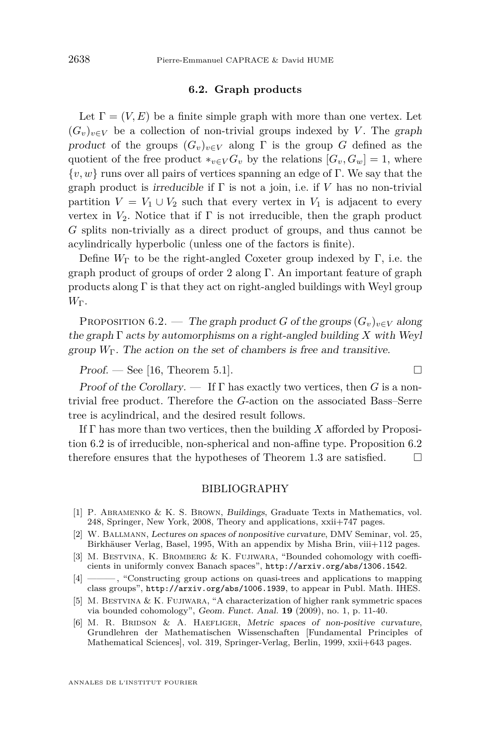### 6.2. Graph products

Let $\Gamma = (V, E)$ be a finite simple graph with more than one vertex. Let $(G_v)_{v \in V}$ be a collection of non-trivial groups indexed by $V$. The *graph product* of the groups $(G_v)_{v \in V}$ along $\Gamma$ is the group $G$ defined as the quotient of the free product $*_{v \in V} G_v$ by the relations $[G_v, G_w] = 1$, where $\{v, w\}$ runs over all pairs of vertices spanning an edge of $\Gamma$. We say that the graph product is *irreducible* if $\Gamma$ is not a join, i.e. if $V$ has no non-trivial partition $V = V_1 \cup V_2$ such that every vertex in $V_1$ is adjacent to every vertex in $V_2$. Notice that if $\Gamma$ is not irreducible, then the graph product $G$ splits non-trivially as a direct product of groups, and thus cannot be acylindrically hyperbolic (unless one of the factors is finite).

Define $W_\Gamma$ to be the right-angled Coxeter group indexed by $\Gamma$, i.e. the graph product of groups of order 2 along $\Gamma$. An important feature of graph products along $\Gamma$ is that they act on right-angled buildings with Weyl group $W_\Gamma$.

Proposition 6.2. — *The graph product $G$ of the groups $(G_v)_{v \in V}$ along the graph $\Gamma$ acts by automorphisms on a right-angled building $X$ with Weyl group $W_\Gamma$. The action on the set of chambers is free and transitive.*

*Proof.* — See [16, Theorem 5.1]. □

*Proof of the Corollary.* — If $\Gamma$ has exactly two vertices, then $G$ is a non-trivial free product. Therefore the $G$-action on the associated Bass–Serre tree is acylindrical, and the desired result follows.

If $\Gamma$ has more than two vertices, then the building $X$ afforded by Proposition 6.2 is of irreducible, non-spherical and non-affine type. Proposition 6.2 therefore ensures that the hypotheses of Theorem 1.3 are satisfied. □

## BIBLIOGRAPHY

[1] P. Abramenko & K. S. Brown, *Buildings*, Graduate Texts in Mathematics, vol. 248, Springer, New York, 2008, Theory and applications, xxii+747 pages.

[2] W. Ballmann, *Lectures on spaces of nonpositive curvature*, DMV Seminar, vol. 25, Birkhäuser Verlag, Basel, 1995, With an appendix by Misha Brin, viii+112 pages.

[3] M. Bestvina, K. Bromberg & K. Fujiwara, "Bounded cohomology with coefficients in uniformly convex Banach spaces", http://arxiv.org/abs/1306.1542.

[4] ———, "Constructing group actions on quasi-trees and applications to mapping class groups", http://arxiv.org/abs/1006.1939, to appear in Publ. Math. IHES.

[5] M. Bestvina & K. Fujiwara, "A characterization of higher rank symmetric spaces via bounded cohomology", *Geom. Funct. Anal.* **19** (2009), no. 1, p. 11-40.

[6] M. R. Bridson & A. Haefliger, *Metric spaces of non-positive curvature*, Grundlehren der Mathematischen Wissenschaften [Fundamental Principles of Mathematical Sciences], vol. 319, Springer-Verlag, Berlin, 1999, xxii+643 pages.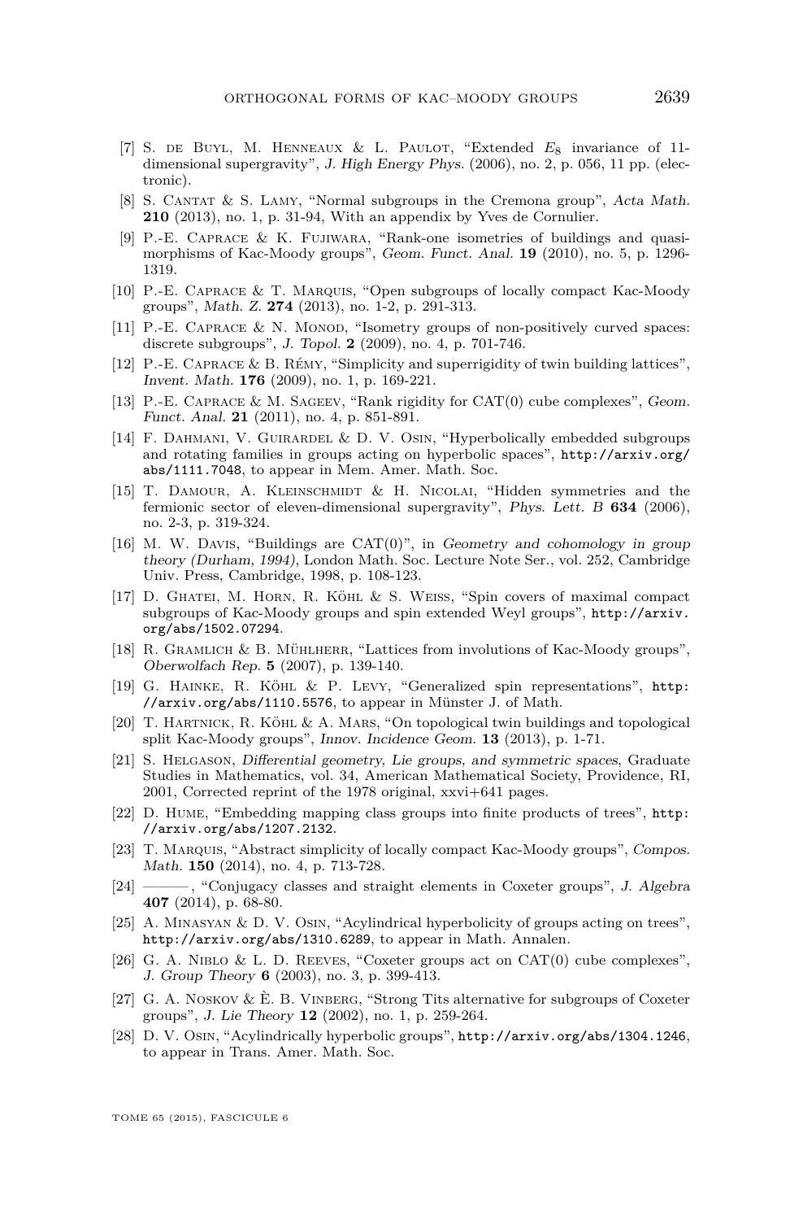[7] S. de Buyl, M. Henneaux & L. Paulot, "Extended $E_8$ invariance of 11-dimensional supergravity", *J. High Energy Phys.* (2006), no. 2, p. 056, 11 pp. (electronic).

[8] S. Cantat & S. Lamy, "Normal subgroups in the Cremona group", *Acta Math.* **210** (2013), no. 1, p. 31-94, With an appendix by Yves de Cornulier.

[9] P.-E. Caprace & K. Fujiwara, "Rank-one isometries of buildings and quasi-morphisms of Kac-Moody groups", *Geom. Funct. Anal.* **19** (2010), no. 5, p. 1296-1319.

[10] P.-E. Caprace & T. Marquis, "Open subgroups of locally compact Kac-Moody groups", *Math. Z.* **274** (2013), no. 1-2, p. 291-313.

[11] P.-E. Caprace & N. Monod, "Isometry groups of non-positively curved spaces: discrete subgroups", *J. Topol.* **2** (2009), no. 4, p. 701-746.

[12] P.-E. Caprace & B. Rémy, "Simplicity and superrigidity of twin building lattices", *Invent. Math.* **176** (2009), no. 1, p. 169-221.

[13] P.-E. Caprace & M. Sageev, "Rank rigidity for CAT(0) cube complexes", *Geom. Funct. Anal.* **21** (2011), no. 4, p. 851-891.

[14] F. Dahmani, V. Guirardel & D. V. Osin, "Hyperbolically embedded subgroups and rotating families in groups acting on hyperbolic spaces", http://arxiv.org/abs/1111.7048, to appear in Mem. Amer. Math. Soc.

[15] T. Damour, A. Kleinschmidt & H. Nicolai, "Hidden symmetries and the fermionic sector of eleven-dimensional supergravity", *Phys. Lett. B* **634** (2006), no. 2-3, p. 319-324.

[16] M. W. Davis, "Buildings are CAT(0)", in *Geometry and cohomology in group theory (Durham, 1994)*, London Math. Soc. Lecture Note Ser., vol. 252, Cambridge Univ. Press, Cambridge, 1998, p. 108-123.

[17] D. Ghatei, M. Horn, R. Köhl & S. Weiss, "Spin covers of maximal compact subgroups of Kac-Moody groups and spin extended Weyl groups", http://arxiv.org/abs/1502.07294.

[18] R. Gramlich & B. Mühlherr, "Lattices from involutions of Kac-Moody groups", *Oberwolfach Rep.* **5** (2007), p. 139-140.

[19] G. Hainke, R. Köhl & P. Levy, "Generalized spin representations", http://arxiv.org/abs/1110.5576, to appear in Münster J. of Math.

[20] T. Hartnick, R. Köhl & A. Mars, "On topological twin buildings and topological split Kac-Moody groups", *Innov. Incidence Geom.* **13** (2013), p. 1-71.

[21] S. Helgason, *Differential geometry, Lie groups, and symmetric spaces*, Graduate Studies in Mathematics, vol. 34, American Mathematical Society, Providence, RI, 2001, Corrected reprint of the 1978 original, xxvi+641 pages.

[22] D. Hume, "Embedding mapping class groups into finite products of trees", http://arxiv.org/abs/1207.2132.

[23] T. Marquis, "Abstract simplicity of locally compact Kac-Moody groups", *Compos. Math.* **150** (2014), no. 4, p. 713-728.

[24] ———, "Conjugacy classes and straight elements in Coxeter groups", *J. Algebra* **407** (2014), p. 68-80.

[25] A. Minasyan & D. V. Osin, "Acylindrical hyperbolicity of groups acting on trees", http://arxiv.org/abs/1310.6289, to appear in Math. Annalen.

[26] G. A. Niblo & L. D. Reeves, "Coxeter groups act on CAT(0) cube complexes", *J. Group Theory* **6** (2003), no. 3, p. 399-413.

[27] G. A. Noskov & È. B. Vinberg, "Strong Tits alternative for subgroups of Coxeter groups", *J. Lie Theory* **12** (2002), no. 1, p. 259-264.

[28] D. V. Osin, "Acylindrically hyperbolic groups", http://arxiv.org/abs/1304.1246, to appear in Trans. Amer. Math. Soc.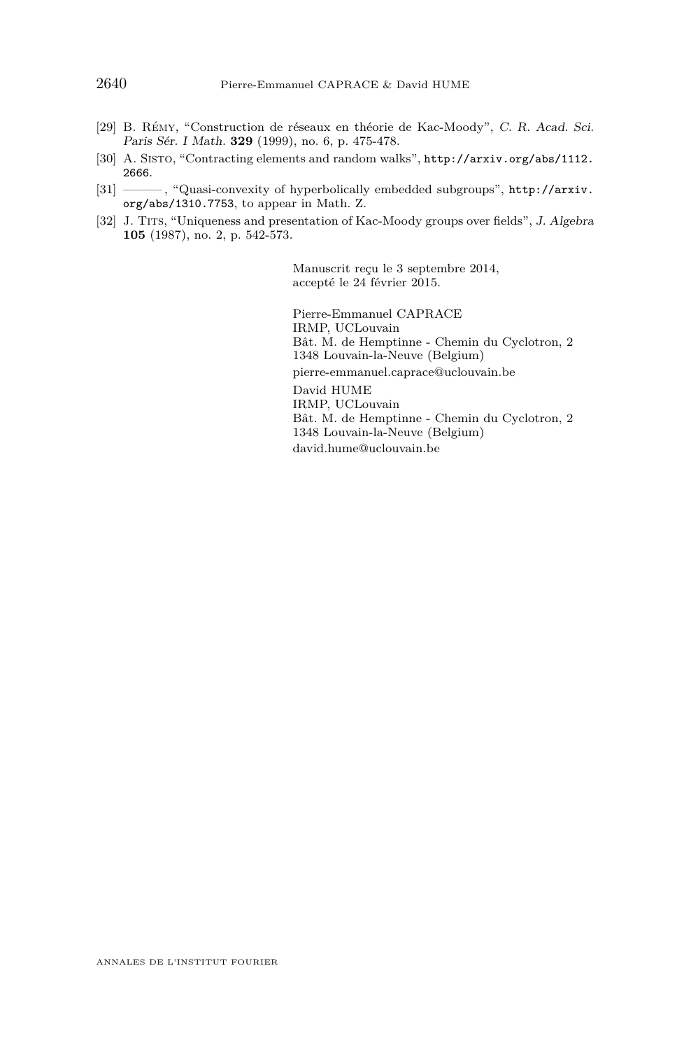[29] B. Rémy, "Construction de réseaux en théorie de Kac-Moody", *C. R. Acad. Sci. Paris Sér. I Math.* **329** (1999), no. 6, p. 475-478.

[30] A. Sisto, "Contracting elements and random walks", http://arxiv.org/abs/1112.2666.

[31] ———, "Quasi-convexity of hyperbolically embedded subgroups", http://arxiv.org/abs/1310.7753, to appear in Math. Z.

[32] J. Tits, "Uniqueness and presentation of Kac-Moody groups over fields", *J. Algebra* **105** (1987), no. 2, p. 542-573.

Manuscrit reçu le 3 septembre 2014,
accepté le 24 février 2015.

Pierre-Emmanuel CAPRACE
IRMP, UCLouvain
Bât. M. de Hemptinne - Chemin du Cyclotron, 2
1348 Louvain-la-Neuve (Belgium)
pierre-emmanuel.caprace@uclouvain.be

David HUME
IRMP, UCLouvain
Bât. M. de Hemptinne - Chemin du Cyclotron, 2
1348 Louvain-la-Neuve (Belgium)
david.hume@uclouvain.be